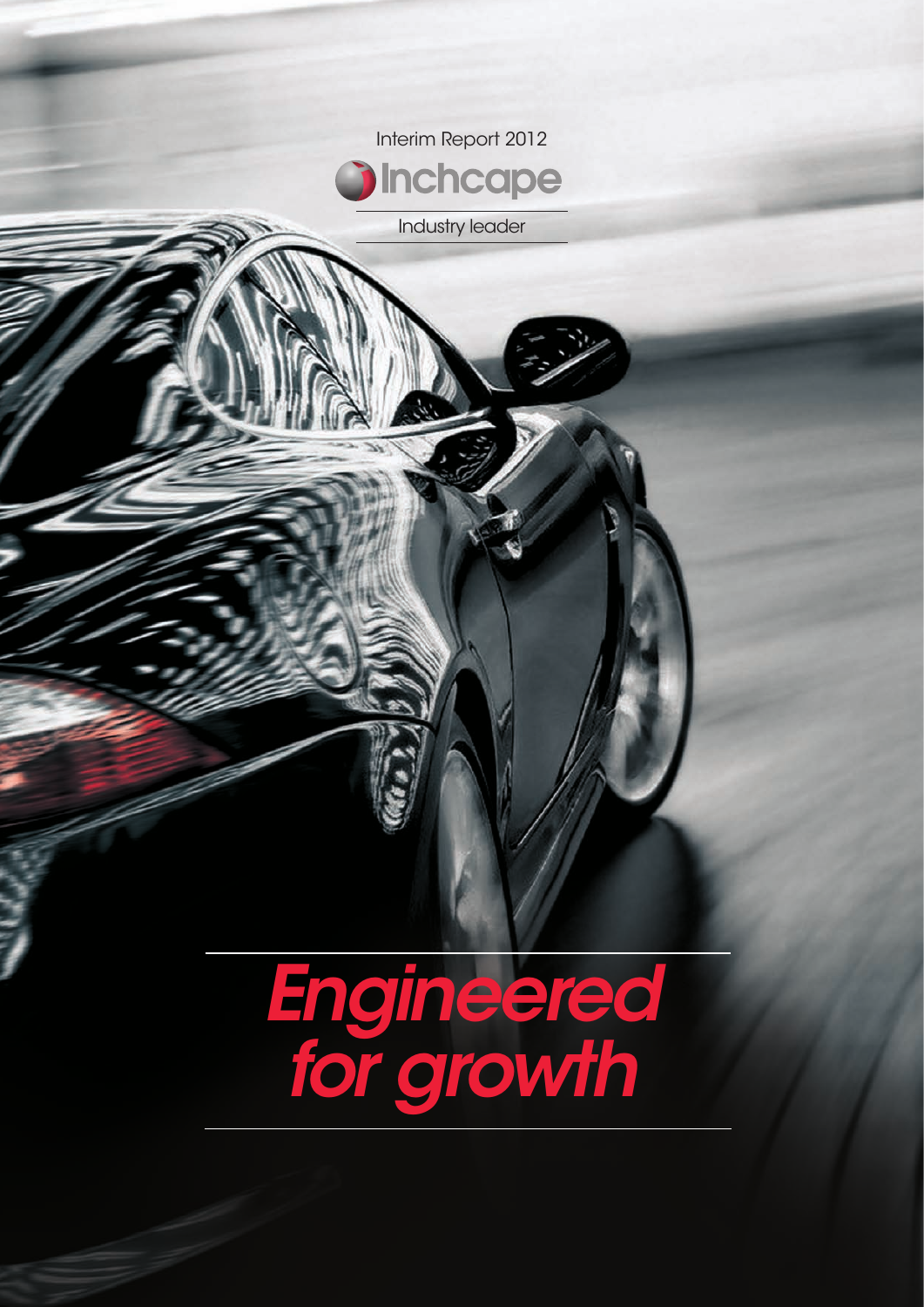Interim Report 2012

# Inchcape

Industry leader

# *Engineered for growth*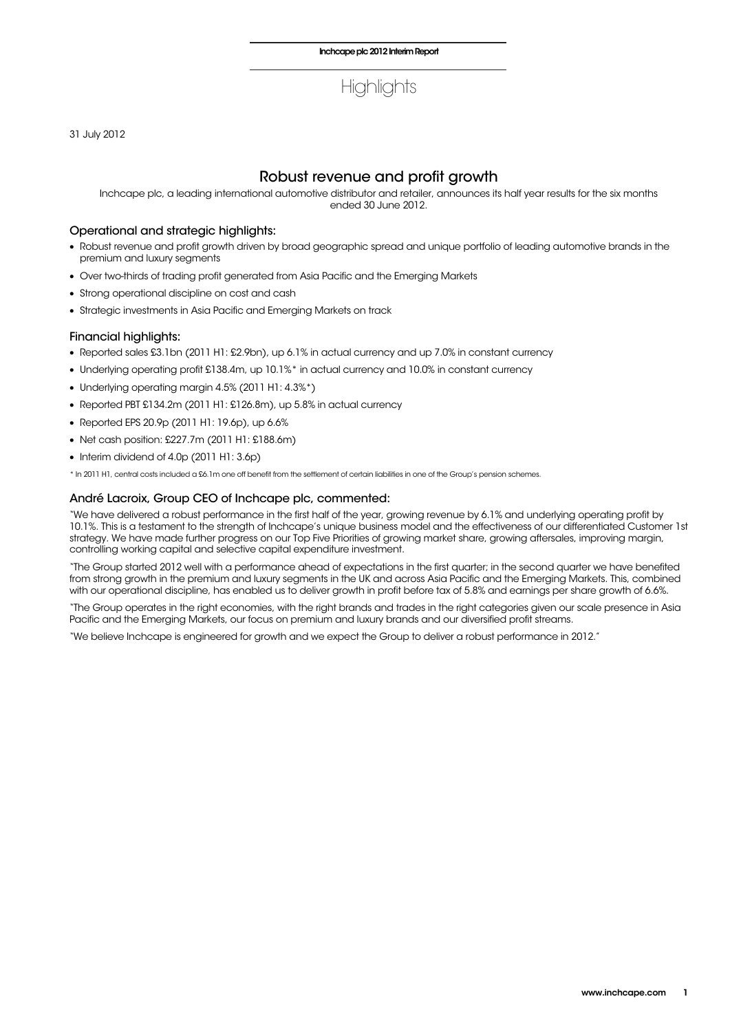# Highlights

31 July 2012

## Robust revenue and profit growth

Inchcape plc, a leading international automotive distributor and retailer, announces its half year results for the six months ended 30 June 2012.

### Operational and strategic highlights:

- Robust revenue and profit growth driven by broad geographic spread and unique portfolio of leading automotive brands in the premium and luxury segments
- Over two-thirds of trading profit generated from Asia Pacific and the Emerging Markets
- Strong operational discipline on cost and cash
- Strategic investments in Asia Pacific and Emerging Markets on track

### Financial highlights:

- Reported sales £3.1bn (2011 H1: £2.9bn), up 6.1% in actual currency and up 7.0% in constant currency
- Underlying operating profit £138.4m, up 10.1%* in actual currency and 10.0% in constant currency
- Underlying operating margin 4.5% (2011 H1: 4.3%*)
- Reported PBT £134.2m (2011 H1: £126.8m), up 5.8% in actual currency
- Reported EPS 20.9p (2011 H1: 19.6p), up 6.6%
- Net cash position: £227.7m (2011 H1: £188.6m)
- Interim dividend of 4.0p (2011 H1: 3.6p)

\* In 2011 H1, central costs included a £6.1m one off benefit from the settlement of certain liabilities in one of the Group's pension schemes.

### André Lacroix, Group CEO of Inchcape plc, commented:

"We have delivered a robust performance in the first half of the year, growing revenue by 6.1% and underlying operating profit by 10.1%. This is a testament to the strength of Inchcape's unique business model and the effectiveness of our differentiated Customer 1st strategy. We have made further progress on our Top Five Priorities of growing market share, growing aftersales, improving margin, controlling working capital and selective capital expenditure investment.

"The Group started 2012 well with a performance ahead of expectations in the first quarter; in the second quarter we have benefited from strong growth in the premium and luxury segments in the UK and across Asia Pacific and the Emerging Markets. This, combined with our operational discipline, has enabled us to deliver growth in profit before tax of 5.8% and earnings per share growth of 6.6%.

"The Group operates in the right economies, with the right brands and trades in the right categories given our scale presence in Asia Pacific and the Emerging Markets, our focus on premium and luxury brands and our diversified profit streams.

"We believe Inchcape is engineered for growth and we expect the Group to deliver a robust performance in 2012."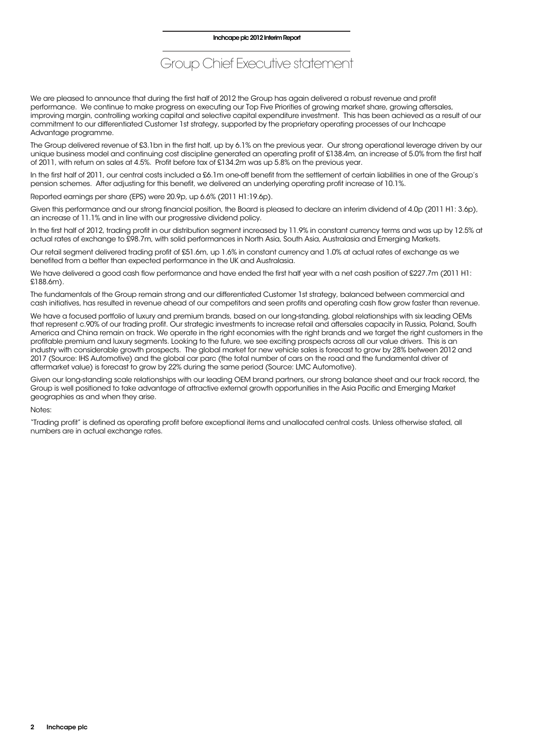# Group Chief Executive statement

We are pleased to announce that during the first half of 2012 the Group has again delivered a robust revenue and profit performance. We continue to make progress on executing our Top Five Priorities of growing market share, growing aftersales, improving margin, controlling working capital and selective capital expenditure investment. This has been achieved as a result of our commitment to our differentiated Customer 1st strategy, supported by the proprietary operating processes of our Inchcape Advantage programme.

The Group delivered revenue of £3.1bn in the first half, up by 6.1% on the previous year. Our strong operational leverage driven by our unique business model and continuing cost discipline generated an operating profit of £138.4m, an increase of 5.0% from the first half of 2011, with return on sales at 4.5%. Profit before tax of £134.2m was up 5.8% on the previous year.

In the first half of 2011, our central costs included a £6.1m one-off benefit from the settlement of certain liabilities in one of the Group's pension schemes. After adjusting for this benefit, we delivered an underlying operating profit increase of 10.1%.

Reported earnings per share (EPS) were 20.9p, up 6.6% (2011 H1:19.6p).

Given this performance and our strong financial position, the Board is pleased to declare an interim dividend of 4.0p (2011 H1: 3.6p), an increase of 11.1% and in line with our progressive dividend policy.

In the first half of 2012, trading profit in our distribution segment increased by 11.9% in constant currency terms and was up by 12.5% at actual rates of exchange to £98.7m, with solid performances in North Asia, South Asia, Australasia and Emerging Markets.

Our retail segment delivered trading profit of £51.6m, up 1.6% in constant currency and 1.0% at actual rates of exchange as we benefited from a better than expected performance in the UK and Australasia.

We have delivered a good cash flow performance and have ended the first half year with a net cash position of £227.7m (2011 H1: £188.6m).

The fundamentals of the Group remain strong and our differentiated Customer 1st strategy, balanced between commercial and cash initiatives, has resulted in revenue ahead of our competitors and seen profits and operating cash flow grow faster than revenue.

We have a focused portfolio of luxury and premium brands, based on our long-standing, global relationships with six leading OEMs that represent c.90% of our trading profit. Our strategic investments to increase retail and aftersales capacity in Russia, Poland, South America and China remain on track. We operate in the right economies with the right brands and we target the right customers in the profitable premium and luxury segments. Looking to the future, we see exciting prospects across all our value drivers. This is an industry with considerable growth prospects. The global market for new vehicle sales is forecast to grow by 28% between 2012 and 2017 (Source: IHS Automotive) and the global car parc (the total number of cars on the road and the fundamental driver of aftermarket value) is forecast to grow by 22% during the same period (Source: LMC Automotive).

Given our long-standing scale relationships with our leading OEM brand partners, our strong balance sheet and our track record, the Group is well positioned to take advantage of attractive external growth opportunities in the Asia Pacific and Emerging Market geographies as and when they arise.

Notes:

"Trading profit" is defined as operating profit before exceptional items and unallocated central costs. Unless otherwise stated, all numbers are in actual exchange rates.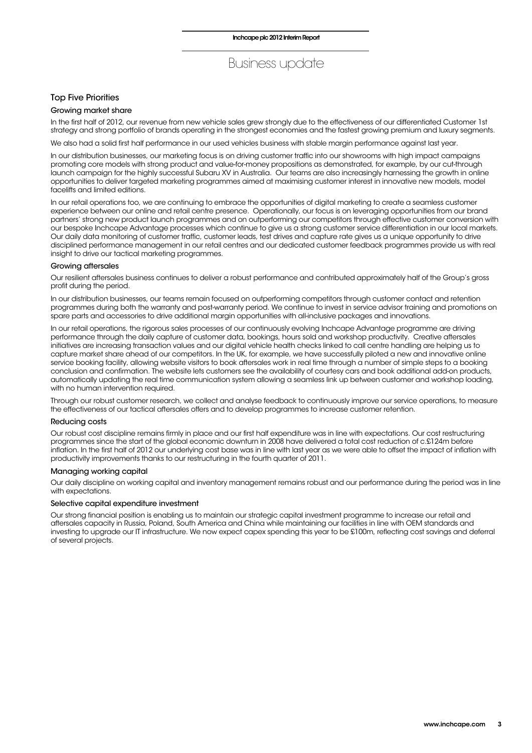# Business update

## Top Five Priorities

### Growing market share

In the first half of 2012, our revenue from new vehicle sales grew strongly due to the effectiveness of our differentiated Customer 1st strategy and strong portfolio of brands operating in the strongest economies and the fastest growing premium and luxury segments.

We also had a solid first half performance in our used vehicles business with stable margin performance against last year.

In our distribution businesses, our marketing focus is on driving customer traffic into our showrooms with high impact campaigns promoting core models with strong product and value-for-money propositions as demonstrated, for example, by our cut-through launch campaign for the highly successful Subaru XV in Australia. Our teams are also increasingly harnessing the growth in online opportunities to deliver targeted marketing programmes aimed at maximising customer interest in innovative new models, model facelifts and limited editions.

In our retail operations too, we are continuing to embrace the opportunities of digital marketing to create a seamless customer experience between our online and retail centre presence. Operationally, our focus is on leveraging opportunities from our brand partners' strong new product launch programmes and on outperforming our competitors through effective customer conversion with our bespoke Inchcape Advantage processes which continue to give us a strong customer service differentiation in our local markets. Our daily data monitoring of customer traffic, customer leads, test drives and capture rate gives us a unique opportunity to drive disciplined performance management in our retail centres and our dedicated customer feedback programmes provide us with real insight to drive our tactical marketing programmes.

### Growing aftersales

Our resilient aftersales business continues to deliver a robust performance and contributed approximately half of the Group's gross profit during the period.

In our distribution businesses, our teams remain focused on outperforming competitors through customer contact and retention programmes during both the warranty and post-warranty period. We continue to invest in service advisor training and promotions on spare parts and accessories to drive additional margin opportunities with all-inclusive packages and innovations.

In our retail operations, the rigorous sales processes of our continuously evolving Inchcape Advantage programme are driving performance through the daily capture of customer data, bookings, hours sold and workshop productivity. Creative aftersales initiatives are increasing transaction values and our digital vehicle health checks linked to call centre handling are helping us to capture market share ahead of our competitors. In the UK, for example, we have successfully piloted a new and innovative online service booking facility, allowing website visitors to book aftersales work in real time through a number of simple steps to a booking conclusion and confirmation. The website lets customers see the availability of courtesy cars and book additional add-on products, automatically updating the real time communication system allowing a seamless link up between customer and workshop loading, with no human intervention required.

Through our robust customer research, we collect and analyse feedback to continuously improve our service operations, to measure the effectiveness of our tactical aftersales offers and to develop programmes to increase customer retention.

### Reducing costs

Our robust cost discipline remains firmly in place and our first half expenditure was in line with expectations. Our cost restructuring programmes since the start of the global economic downturn in 2008 have delivered a total cost reduction of c.£124m before inflation. In the first half of 2012 our underlying cost base was in line with last year as we were able to offset the impact of inflation with productivity improvements thanks to our restructuring in the fourth quarter of 2011.

### Managing working capital

Our daily discipline on working capital and inventory management remains robust and our performance during the period was in line with expectations.

### Selective capital expenditure investment

Our strong financial position is enabling us to maintain our strategic capital investment programme to increase our retail and aftersales capacity in Russia, Poland, South America and China while maintaining our facilities in line with OEM standards and investing to upgrade our IT infrastructure. We now expect capex spending this year to be £100m, reflecting cost savings and deferral of several projects.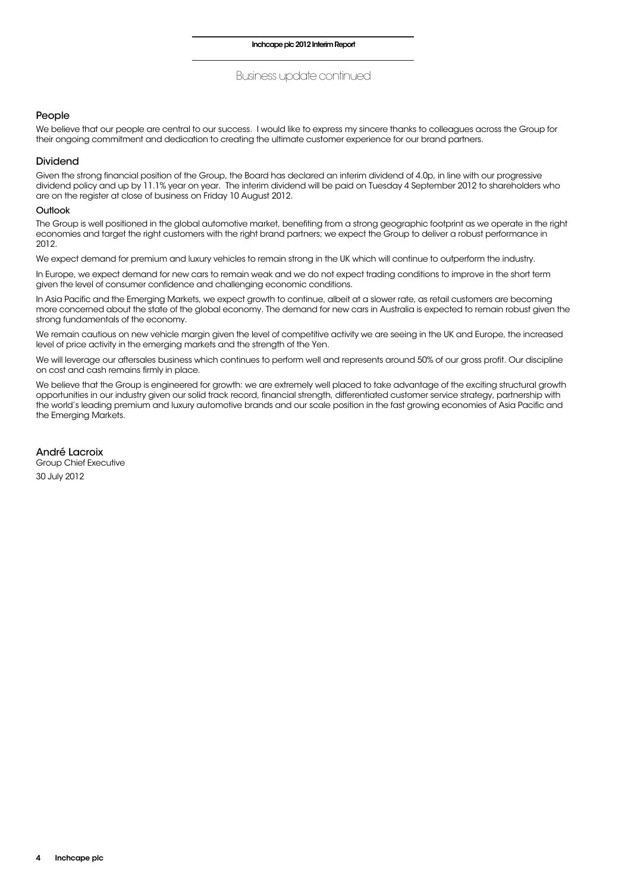## Business update continued

### People

We believe that our people are central to our success. I would like to express my sincere thanks to colleagues across the Group for their ongoing commitment and dedication to creating the ultimate customer experience for our brand partners.

### Dividend

Given the strong financial position of the Group, the Board has declared an interim dividend of 4.0p, in line with our progressive dividend policy and up by 11.1% year on year. The interim dividend will be paid on Tuesday 4 September 2012 to shareholders who are on the register at close of business on Friday 10 August 2012.

#### Outlook

The Group is well positioned in the global automotive market, benefiting from a strong geographic footprint as we operate in the right economies and target the right customers with the right brand partners; we expect the Group to deliver a robust performance in 2012.

We expect demand for premium and luxury vehicles to remain strong in the UK which will continue to outperform the industry.

In Europe, we expect demand for new cars to remain weak and we do not expect trading conditions to improve in the short term given the level of consumer confidence and challenging economic conditions.

In Asia Pacific and the Emerging Markets, we expect growth to continue, albeit at a slower rate, as retail customers are becoming more concerned about the state of the global economy. The demand for new cars in Australia is expected to remain robust given the strong fundamentals of the economy.

We remain cautious on new vehicle margin given the level of competitive activity we are seeing in the UK and Europe, the increased level of price activity in the emerging markets and the strength of the Yen.

We will leverage our aftersales business which continues to perform well and represents around 50% of our gross profit. Our discipline on cost and cash remains firmly in place.

We believe that the Group is engineered for growth: we are extremely well placed to take advantage of the exciting structural growth opportunities in our industry given our solid track record, financial strength, differentiated customer service strategy, partnership with the world's leading premium and luxury automotive brands and our scale position in the fast growing economies of Asia Pacific and the Emerging Markets.

**André Lacroix**
Group Chief Executive
30 July 2012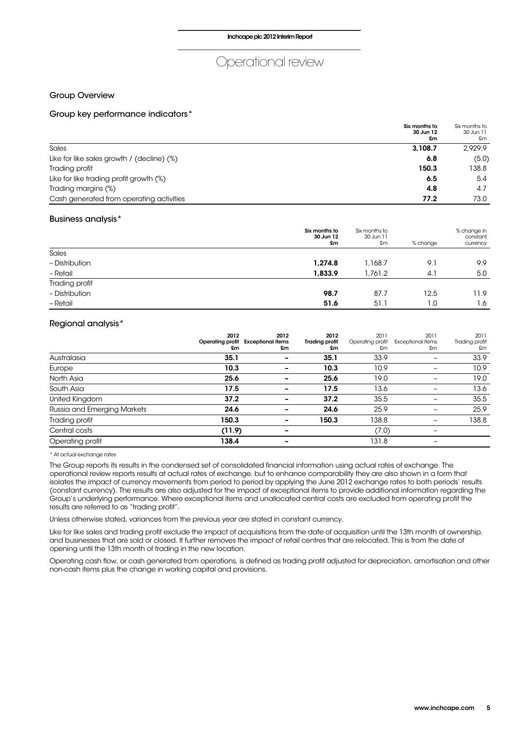# Operational review

## Group Overview

### Group key performance indicators*

| | Six months to 30 Jun 12 £m | Six months to 30 Jun 11 £m |
|---|---|---|
| Sales | **3,108.7** | 2,929.9 |
| Like for like sales growth / (decline) (%) | **6.8** | (5.0) |
| Trading profit | **150.3** | 138.8 |
| Like for like trading profit growth (%) | **6.5** | 5.4 |
| Trading margins (%) | **4.8** | 4.7 |
| Cash generated from operating activities | **77.2** | 73.0 |

### Business analysis*

| | Six months to 30 Jun 12 £m | Six months to 30 Jun 11 £m | % change | % change in constant currency |
|---|---|---|---|---|
| Sales | | | | |
| – Distribution | **1,274.8** | 1,168.7 | 9.1 | 9.9 |
| – Retail | **1,833.9** | 1,761.2 | 4.1 | 5.0 |
| Trading profit | | | | |
| – Distribution | **98.7** | 87.7 | 12.5 | 11.9 |
| – Retail | **51.6** | 51.1 | 1.0 | 1.6 |

### Regional analysis*

| | 2012 Operating profit £m | 2012 Exceptional items £m | 2012 Trading profit £m | 2011 Operating profit £m | 2011 Exceptional items £m | 2011 Trading profit £m |
|---|---|---|---|---|---|---|
| Australasia | **35.1** | **–** | **35.1** | 33.9 | – | 33.9 |
| Europe | **10.3** | **–** | **10.3** | 10.9 | – | 10.9 |
| North Asia | **25.6** | **–** | **25.6** | 19.0 | – | 19.0 |
| South Asia | **17.5** | **–** | **17.5** | 13.6 | – | 13.6 |
| United Kingdom | **37.2** | **–** | **37.2** | 35.5 | – | 35.5 |
| Russia and Emerging Markets | **24.6** | **–** | **24.6** | 25.9 | – | 25.9 |
| Trading profit | **150.3** | **–** | **150.3** | 138.8 | – | 138.8 |
| Central costs | **(11.9)** | **–** | | (7.0) | – | |
| Operating profit | **138.4** | **–** | | 131.8 | – | |

\* At actual exchange rates

The Group reports its results in the condensed set of consolidated financial information using actual rates of exchange. The operational review reports results at actual rates of exchange, but to enhance comparability they are also shown in a form that isolates the impact of currency movements from period to period by applying the June 2012 exchange rates to both periods' results (constant currency). The results are also adjusted for the impact of exceptional items to provide additional information regarding the Group's underlying performance. Where exceptional items and unallocated central costs are excluded from operating profit the results are referred to as "trading profit".

Unless otherwise stated, variances from the previous year are stated in constant currency.

Like for like sales and trading profit exclude the impact of acquisitions from the date of acquisition until the 13th month of ownership, and businesses that are sold or closed. It further removes the impact of retail centres that are relocated. This is from the date of opening until the 13th month of trading in the new location.

Operating cash flow, or cash generated from operations, is defined as trading profit adjusted for depreciation, amortisation and other non-cash items plus the change in working capital and provisions.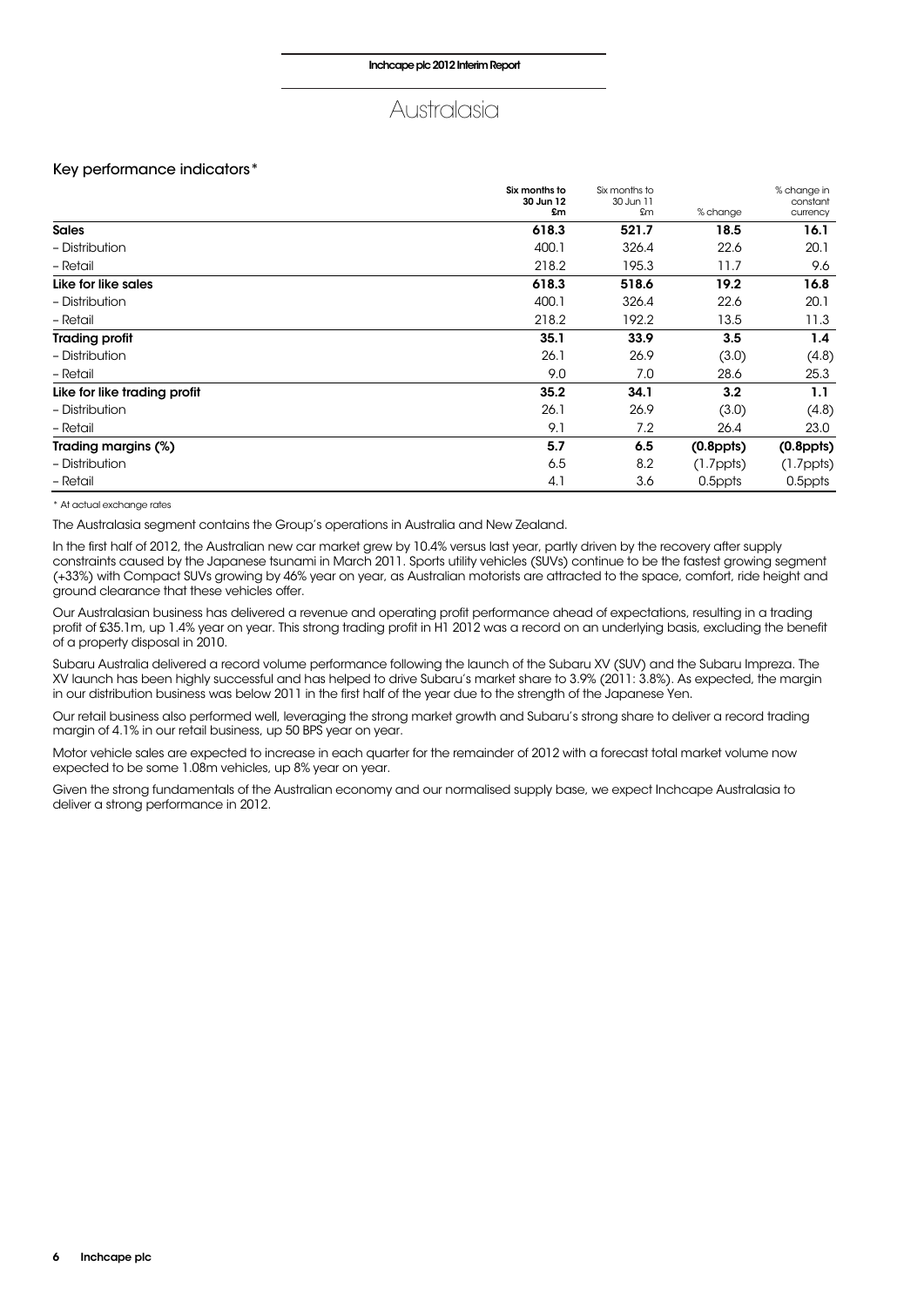# Australasia

## Key performance indicators*

| | Six months to 30 Jun 12 £m | Six months to 30 Jun 11 £m | % change | % change in constant currency |
|---|---|---|---|---|
| **Sales** | **618.3** | **521.7** | **18.5** | **16.1** |
| – Distribution | 400.1 | 326.4 | 22.6 | 20.1 |
| – Retail | 218.2 | 195.3 | 11.7 | 9.6 |
| **Like for like sales** | **618.3** | **518.6** | **19.2** | **16.8** |
| – Distribution | 400.1 | 326.4 | 22.6 | 20.1 |
| – Retail | 218.2 | 192.2 | 13.5 | 11.3 |
| **Trading profit** | **35.1** | **33.9** | **3.5** | **1.4** |
| – Distribution | 26.1 | 26.9 | (3.0) | (4.8) |
| – Retail | 9.0 | 7.0 | 28.6 | 25.3 |
| **Like for like trading profit** | **35.2** | **34.1** | **3.2** | **1.1** |
| – Distribution | 26.1 | 26.9 | (3.0) | (4.8) |
| – Retail | 9.1 | 7.2 | 26.4 | 23.0 |
| **Trading margins (%)** | **5.7** | **6.5** | **(0.8ppts)** | **(0.8ppts)** |
| – Distribution | 6.5 | 8.2 | (1.7ppts) | (1.7ppts) |
| – Retail | 4.1 | 3.6 | 0.5ppts | 0.5ppts |

\* At actual exchange rates

The Australasia segment contains the Group's operations in Australia and New Zealand.

In the first half of 2012, the Australian new car market grew by 10.4% versus last year, partly driven by the recovery after supply constraints caused by the Japanese tsunami in March 2011. Sports utility vehicles (SUVs) continue to be the fastest growing segment (+33%) with Compact SUVs growing by 46% year on year, as Australian motorists are attracted to the space, comfort, ride height and ground clearance that these vehicles offer.

Our Australasian business has delivered a revenue and operating profit performance ahead of expectations, resulting in a trading profit of £35.1m, up 1.4% year on year. This strong trading profit in H1 2012 was a record on an underlying basis, excluding the benefit of a property disposal in 2010.

Subaru Australia delivered a record volume performance following the launch of the Subaru XV (SUV) and the Subaru Impreza. The XV launch has been highly successful and has helped to drive Subaru's market share to 3.9% (2011: 3.8%). As expected, the margin in our distribution business was below 2011 in the first half of the year due to the strength of the Japanese Yen.

Our retail business also performed well, leveraging the strong market growth and Subaru's strong share to deliver a record trading margin of 4.1% in our retail business, up 50 BPS year on year.

Motor vehicle sales are expected to increase in each quarter for the remainder of 2012 with a forecast total market volume now expected to be some 1.08m vehicles, up 8% year on year.

Given the strong fundamentals of the Australian economy and our normalised supply base, we expect Inchcape Australasia to deliver a strong performance in 2012.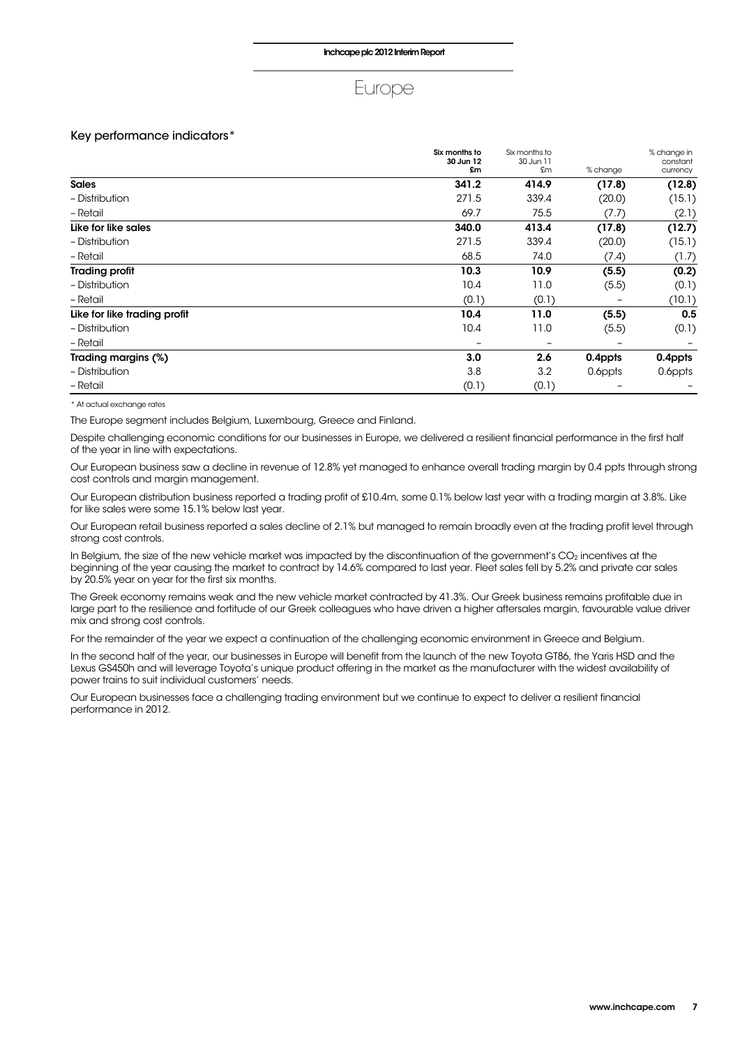# Europe

## Key performance indicators*

| | Six months to 30 Jun 12 £m | Six months to 30 Jun 11 £m | % change | % change in constant currency |
|---|---|---|---|---|
| **Sales** | **341.2** | **414.9** | **(17.8)** | **(12.8)** |
| – Distribution | 271.5 | 339.4 | (20.0) | (15.1) |
| – Retail | 69.7 | 75.5 | (7.7) | (2.1) |
| **Like for like sales** | **340.0** | **413.4** | **(17.8)** | **(12.7)** |
| – Distribution | 271.5 | 339.4 | (20.0) | (15.1) |
| – Retail | 68.5 | 74.0 | (7.4) | (1.7) |
| **Trading profit** | **10.3** | **10.9** | **(5.5)** | **(0.2)** |
| – Distribution | 10.4 | 11.0 | (5.5) | (0.1) |
| – Retail | (0.1) | (0.1) | – | (10.1) |
| **Like for like trading profit** | **10.4** | **11.0** | **(5.5)** | **0.5** |
| – Distribution | 10.4 | 11.0 | (5.5) | (0.1) |
| – Retail | – | – | – | – |
| **Trading margins (%)** | **3.0** | **2.6** | **0.4ppts** | **0.4ppts** |
| – Distribution | 3.8 | 3.2 | 0.6ppts | 0.6ppts |
| – Retail | (0.1) | (0.1) | – | – |

* At actual exchange rates

The Europe segment includes Belgium, Luxembourg, Greece and Finland.

Despite challenging economic conditions for our businesses in Europe, we delivered a resilient financial performance in the first half of the year in line with expectations.

Our European business saw a decline in revenue of 12.8% yet managed to enhance overall trading margin by 0.4 ppts through strong cost controls and margin management.

Our European distribution business reported a trading profit of £10.4m, some 0.1% below last year with a trading margin at 3.8%. Like for like sales were some 15.1% below last year.

Our European retail business reported a sales decline of 2.1% but managed to remain broadly even at the trading profit level through strong cost controls.

In Belgium, the size of the new vehicle market was impacted by the discontinuation of the government's $CO_2$ incentives at the beginning of the year causing the market to contract by 14.6% compared to last year. Fleet sales fell by 5.2% and private car sales by 20.5% year on year for the first six months.

The Greek economy remains weak and the new vehicle market contracted by 41.3%. Our Greek business remains profitable due in large part to the resilience and fortitude of our Greek colleagues who have driven a higher aftersales margin, favourable value driver mix and strong cost controls.

For the remainder of the year we expect a continuation of the challenging economic environment in Greece and Belgium.

In the second half of the year, our businesses in Europe will benefit from the launch of the new Toyota GT86, the Yaris HSD and the Lexus GS450h and will leverage Toyota's unique product offering in the market as the manufacturer with the widest availability of power trains to suit individual customers' needs.

Our European businesses face a challenging trading environment but we continue to expect to deliver a resilient financial performance in 2012.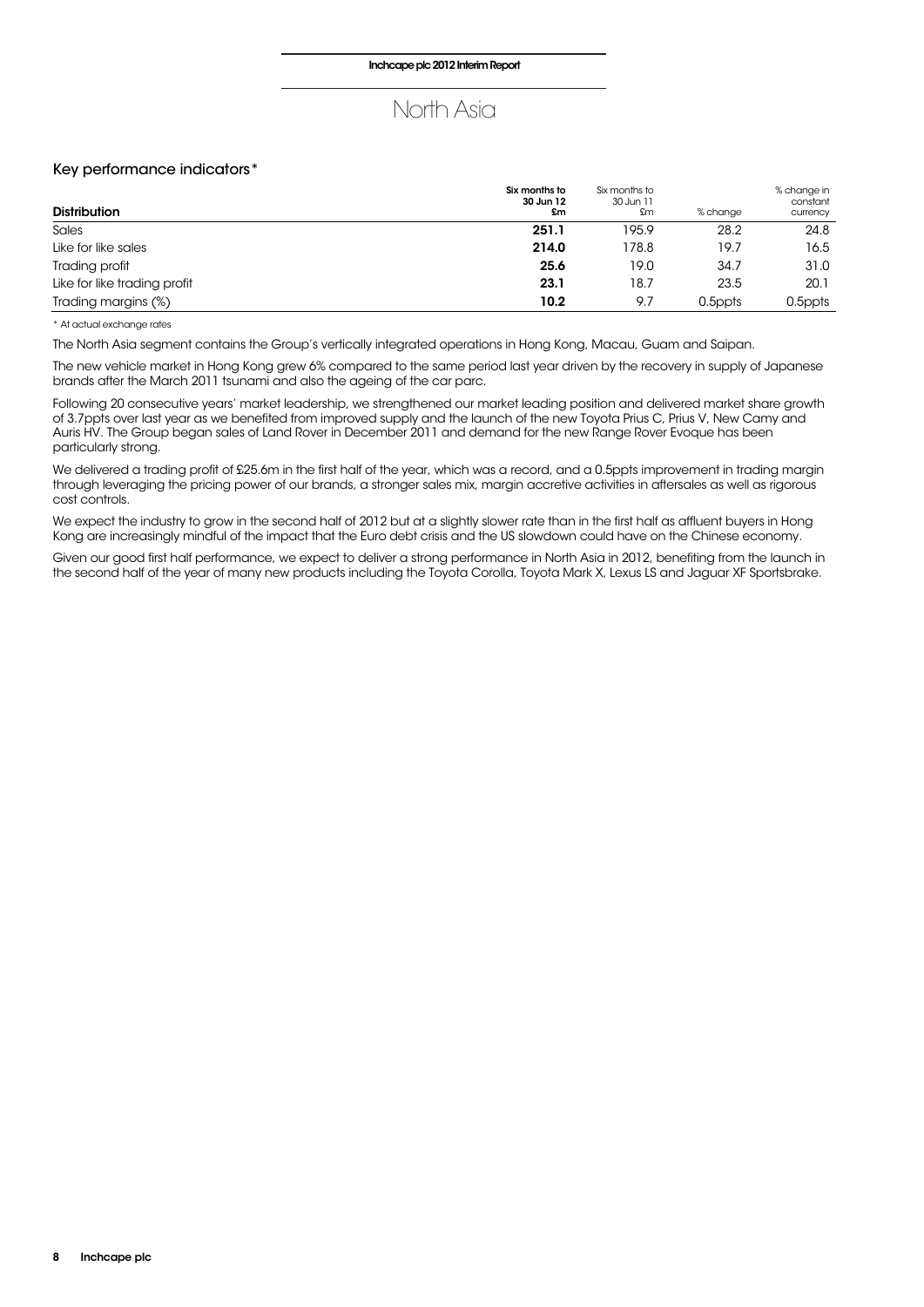# North Asia

## Key performance indicators*

| Distribution | Six months to 30 Jun 12 £m | Six months to 30 Jun 11 £m | % change | % change in constant currency |
|---|---|---|---|---|
| Sales | **251.1** | 195.9 | 28.2 | 24.8 |
| Like for like sales | **214.0** | 178.8 | 19.7 | 16.5 |
| Trading profit | **25.6** | 19.0 | 34.7 | 31.0 |
| Like for like trading profit | **23.1** | 18.7 | 23.5 | 20.1 |
| Trading margins (%) | **10.2** | 9.7 | 0.5ppts | 0.5ppts |

* At actual exchange rates

The North Asia segment contains the Group's vertically integrated operations in Hong Kong, Macau, Guam and Saipan.

The new vehicle market in Hong Kong grew 6% compared to the same period last year driven by the recovery in supply of Japanese brands after the March 2011 tsunami and also the ageing of the car parc.

Following 20 consecutive years' market leadership, we strengthened our market leading position and delivered market share growth of 3.7ppts over last year as we benefited from improved supply and the launch of the new Toyota Prius C, Prius V, New Camy and Auris HV. The Group began sales of Land Rover in December 2011 and demand for the new Range Rover Evoque has been particularly strong.

We delivered a trading profit of £25.6m in the first half of the year, which was a record, and a 0.5ppts improvement in trading margin through leveraging the pricing power of our brands, a stronger sales mix, margin accretive activities in aftersales as well as rigorous cost controls.

We expect the industry to grow in the second half of 2012 but at a slightly slower rate than in the first half as affluent buyers in Hong Kong are increasingly mindful of the impact that the Euro debt crisis and the US slowdown could have on the Chinese economy.

Given our good first half performance, we expect to deliver a strong performance in North Asia in 2012, benefiting from the launch in the second half of the year of many new products including the Toyota Corolla, Toyota Mark X, Lexus LS and Jaguar XF Sportsbrake.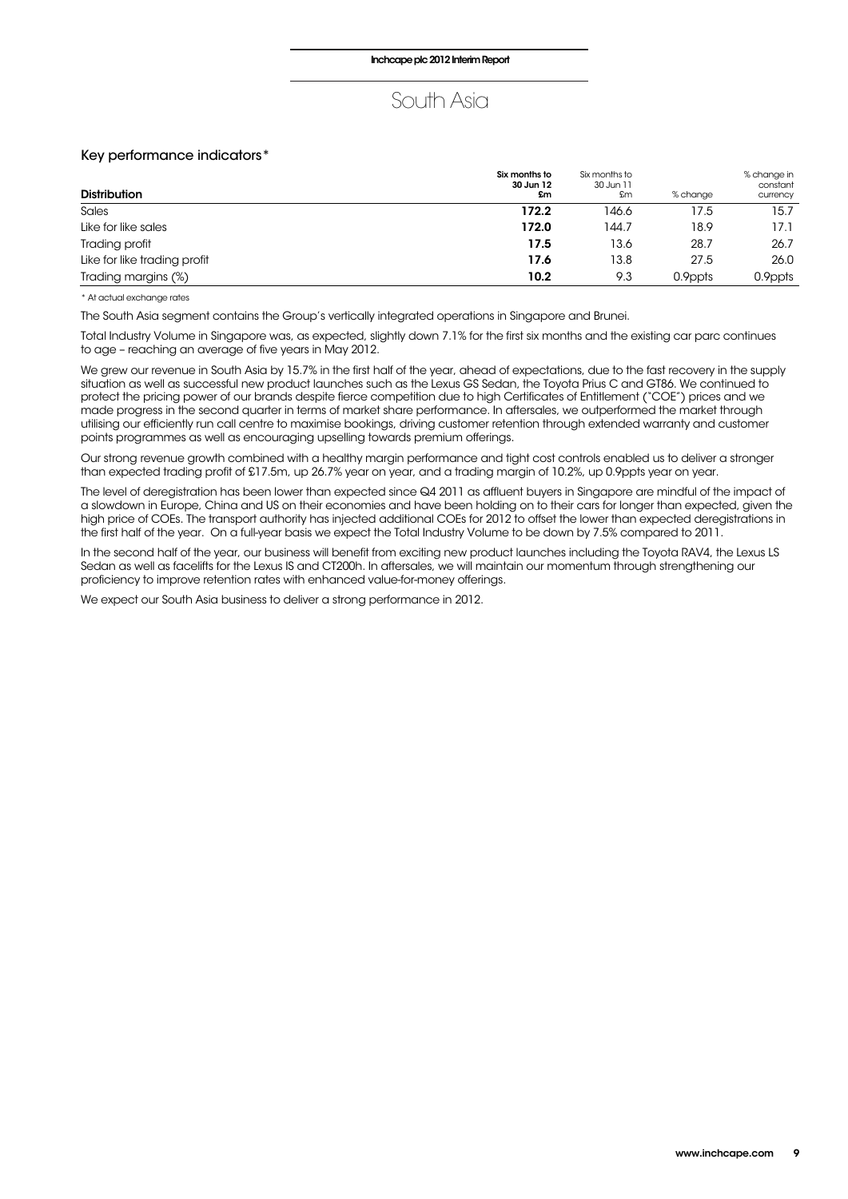# South Asia

## Key performance indicators*

| Distribution | Six months to 30 Jun 12 £m | Six months to 30 Jun 11 £m | % change | % change in constant currency |
|---|---|---|---|---|
| Sales | **172.2** | 146.6 | 17.5 | 15.7 |
| Like for like sales | **172.0** | 144.7 | 18.9 | 17.1 |
| Trading profit | **17.5** | 13.6 | 28.7 | 26.7 |
| Like for like trading profit | **17.6** | 13.8 | 27.5 | 26.0 |
| Trading margins (%) | **10.2** | 9.3 | 0.9ppts | 0.9ppts |

\* At actual exchange rates

The South Asia segment contains the Group's vertically integrated operations in Singapore and Brunei.

Total Industry Volume in Singapore was, as expected, slightly down 7.1% for the first six months and the existing car parc continues to age – reaching an average of five years in May 2012.

We grew our revenue in South Asia by 15.7% in the first half of the year, ahead of expectations, due to the fast recovery in the supply situation as well as successful new product launches such as the Lexus GS Sedan, the Toyota Prius C and GT86. We continued to protect the pricing power of our brands despite fierce competition due to high Certificates of Entitlement ("COE") prices and we made progress in the second quarter in terms of market share performance. In aftersales, we outperformed the market through utilising our efficiently run call centre to maximise bookings, driving customer retention through extended warranty and customer points programmes as well as encouraging upselling towards premium offerings.

Our strong revenue growth combined with a healthy margin performance and tight cost controls enabled us to deliver a stronger than expected trading profit of £17.5m, up 26.7% year on year, and a trading margin of 10.2%, up 0.9ppts year on year.

The level of deregistration has been lower than expected since Q4 2011 as affluent buyers in Singapore are mindful of the impact of a slowdown in Europe, China and US on their economies and have been holding on to their cars for longer than expected, given the high price of COEs. The transport authority has injected additional COEs for 2012 to offset the lower than expected deregistrations in the first half of the year. On a full-year basis we expect the Total Industry Volume to be down by 7.5% compared to 2011.

In the second half of the year, our business will benefit from exciting new product launches including the Toyota RAV4, the Lexus LS Sedan as well as facelifts for the Lexus IS and CT200h. In aftersales, we will maintain our momentum through strengthening our proficiency to improve retention rates with enhanced value-for-money offerings.

We expect our South Asia business to deliver a strong performance in 2012.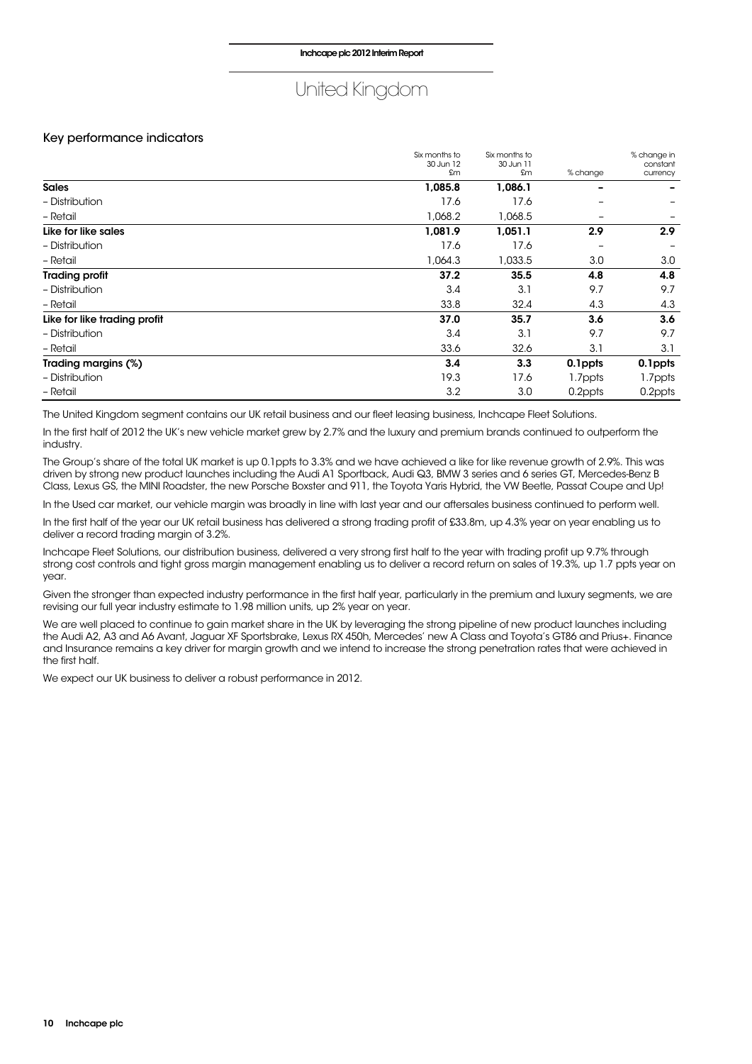# United Kingdom

## Key performance indicators

| | Six months to 30 Jun 12 £m | Six months to 30 Jun 11 £m | % change | % change in constant currency |
|---|---|---|---|---|
| **Sales** | **1,085.8** | **1,086.1** | **–** | **–** |
| – Distribution | 17.6 | 17.6 | – | – |
| – Retail | 1,068.2 | 1,068.5 | – | – |
| **Like for like sales** | **1,081.9** | **1,051.1** | **2.9** | **2.9** |
| – Distribution | 17.6 | 17.6 | – | – |
| – Retail | 1,064.3 | 1,033.5 | 3.0 | 3.0 |
| **Trading profit** | **37.2** | **35.5** | **4.8** | **4.8** |
| – Distribution | 3.4 | 3.1 | 9.7 | 9.7 |
| – Retail | 33.8 | 32.4 | 4.3 | 4.3 |
| **Like for like trading profit** | **37.0** | **35.7** | **3.6** | **3.6** |
| – Distribution | 3.4 | 3.1 | 9.7 | 9.7 |
| – Retail | 33.6 | 32.6 | 3.1 | 3.1 |
| **Trading margins (%)** | **3.4** | **3.3** | **0.1ppts** | **0.1ppts** |
| – Distribution | 19.3 | 17.6 | 1.7ppts | 1.7ppts |
| – Retail | 3.2 | 3.0 | 0.2ppts | 0.2ppts |

The United Kingdom segment contains our UK retail business and our fleet leasing business, Inchcape Fleet Solutions.

In the first half of 2012 the UK's new vehicle market grew by 2.7% and the luxury and premium brands continued to outperform the industry.

The Group's share of the total UK market is up 0.1ppts to 3.3% and we have achieved a like for like revenue growth of 2.9%. This was driven by strong new product launches including the Audi A1 Sportback, Audi Q3, BMW 3 series and 6 series GT, Mercedes-Benz B Class, Lexus GS, the MINI Roadster, the new Porsche Boxster and 911, the Toyota Yaris Hybrid, the VW Beetle, Passat Coupe and Up!

In the Used car market, our vehicle margin was broadly in line with last year and our aftersales business continued to perform well.

In the first half of the year our UK retail business has delivered a strong trading profit of £33.8m, up 4.3% year on year enabling us to deliver a record trading margin of 3.2%.

Inchcape Fleet Solutions, our distribution business, delivered a very strong first half to the year with trading profit up 9.7% through strong cost controls and tight gross margin management enabling us to deliver a record return on sales of 19.3%, up 1.7 ppts year on year.

Given the stronger than expected industry performance in the first half year, particularly in the premium and luxury segments, we are revising our full year industry estimate to 1.98 million units, up 2% year on year.

We are well placed to continue to gain market share in the UK by leveraging the strong pipeline of new product launches including the Audi A2, A3 and A6 Avant, Jaguar XF Sportsbrake, Lexus RX 450h, Mercedes' new A Class and Toyota's GT86 and Prius+. Finance and Insurance remains a key driver for margin growth and we intend to increase the strong penetration rates that were achieved in the first half.

We expect our UK business to deliver a robust performance in 2012.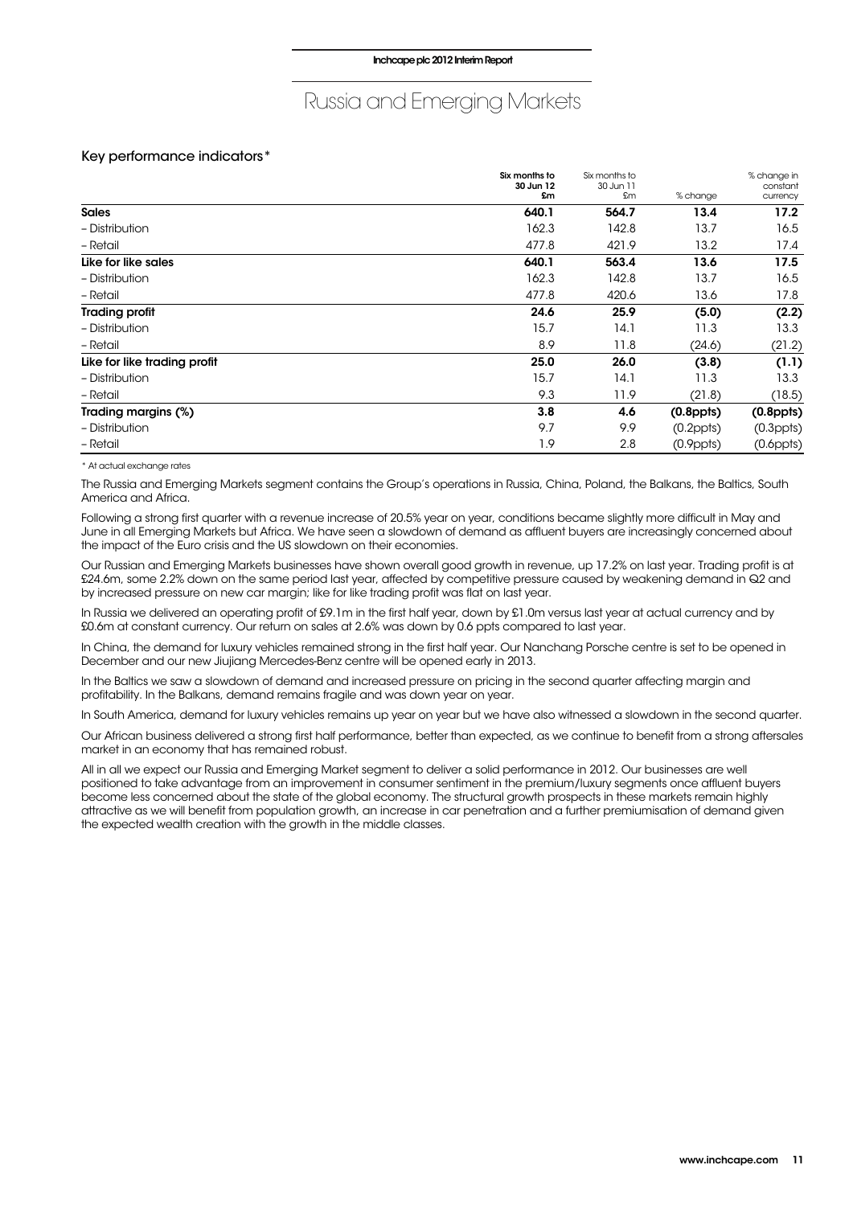# Russia and Emerging Markets

## Key performance indicators*

| | Six months to 30 Jun 12 £m | Six months to 30 Jun 11 £m | % change | % change in constant currency |
|---|---|---|---|---|
| **Sales** | **640.1** | **564.7** | **13.4** | **17.2** |
| – Distribution | 162.3 | 142.8 | 13.7 | 16.5 |
| – Retail | 477.8 | 421.9 | 13.2 | 17.4 |
| **Like for like sales** | **640.1** | **563.4** | **13.6** | **17.5** |
| – Distribution | 162.3 | 142.8 | 13.7 | 16.5 |
| – Retail | 477.8 | 420.6 | 13.6 | 17.8 |
| **Trading profit** | **24.6** | **25.9** | **(5.0)** | **(2.2)** |
| – Distribution | 15.7 | 14.1 | 11.3 | 13.3 |
| – Retail | 8.9 | 11.8 | (24.6) | (21.2) |
| **Like for like trading profit** | **25.0** | **26.0** | **(3.8)** | **(1.1)** |
| – Distribution | 15.7 | 14.1 | 11.3 | 13.3 |
| – Retail | 9.3 | 11.9 | (21.8) | (18.5) |
| **Trading margins (%)** | **3.8** | **4.6** | **(0.8ppts)** | **(0.8ppts)** |
| – Distribution | 9.7 | 9.9 | (0.2ppts) | (0.3ppts) |
| – Retail | 1.9 | 2.8 | (0.9ppts) | (0.6ppts) |

\* At actual exchange rates

The Russia and Emerging Markets segment contains the Group's operations in Russia, China, Poland, the Balkans, the Baltics, South America and Africa.

Following a strong first quarter with a revenue increase of 20.5% year on year, conditions became slightly more difficult in May and June in all Emerging Markets but Africa. We have seen a slowdown of demand as affluent buyers are increasingly concerned about the impact of the Euro crisis and the US slowdown on their economies.

Our Russian and Emerging Markets businesses have shown overall good growth in revenue, up 17.2% on last year. Trading profit is at £24.6m, some 2.2% down on the same period last year, affected by competitive pressure caused by weakening demand in Q2 and by increased pressure on new car margin; like for like trading profit was flat on last year.

In Russia we delivered an operating profit of £9.1m in the first half year, down by £1.0m versus last year at actual currency and by £0.6m at constant currency. Our return on sales at 2.6% was down by 0.6 ppts compared to last year.

In China, the demand for luxury vehicles remained strong in the first half year. Our Nanchang Porsche centre is set to be opened in December and our new Jiujiang Mercedes-Benz centre will be opened early in 2013.

In the Baltics we saw a slowdown of demand and increased pressure on pricing in the second quarter affecting margin and profitability. In the Balkans, demand remains fragile and was down year on year.

In South America, demand for luxury vehicles remains up year on year but we have also witnessed a slowdown in the second quarter.

Our African business delivered a strong first half performance, better than expected, as we continue to benefit from a strong aftersales market in an economy that has remained robust.

All in all we expect our Russia and Emerging Market segment to deliver a solid performance in 2012. Our businesses are well positioned to take advantage from an improvement in consumer sentiment in the premium/luxury segments once affluent buyers become less concerned about the state of the global economy. The structural growth prospects in these markets remain highly attractive as we will benefit from population growth, an increase in car penetration and a further premiumisation of demand given the expected wealth creation with the growth in the middle classes.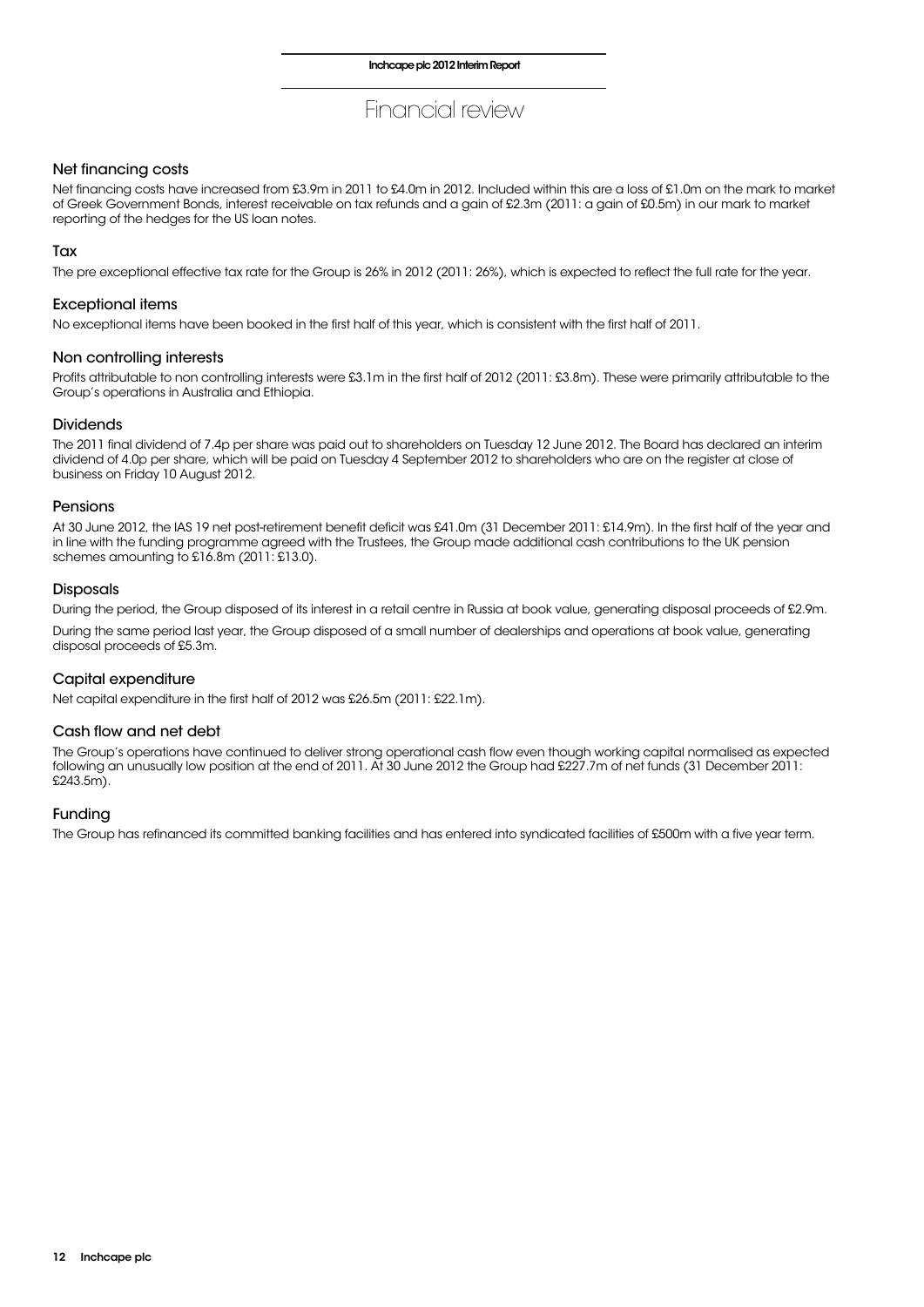# Financial review

## Net financing costs

Net financing costs have increased from £3.9m in 2011 to £4.0m in 2012. Included within this are a loss of £1.0m on the mark to market of Greek Government Bonds, interest receivable on tax refunds and a gain of £2.3m (2011: a gain of £0.5m) in our mark to market reporting of the hedges for the US loan notes.

## Tax

The pre exceptional effective tax rate for the Group is 26% in 2012 (2011: 26%), which is expected to reflect the full rate for the year.

## Exceptional items

No exceptional items have been booked in the first half of this year, which is consistent with the first half of 2011.

## Non controlling interests

Profits attributable to non controlling interests were £3.1m in the first half of 2012 (2011: £3.8m). These were primarily attributable to the Group's operations in Australia and Ethiopia.

## Dividends

The 2011 final dividend of 7.4p per share was paid out to shareholders on Tuesday 12 June 2012. The Board has declared an interim dividend of 4.0p per share, which will be paid on Tuesday 4 September 2012 to shareholders who are on the register at close of business on Friday 10 August 2012.

## Pensions

At 30 June 2012, the IAS 19 net post-retirement benefit deficit was £41.0m (31 December 2011: £14.9m). In the first half of the year and in line with the funding programme agreed with the Trustees, the Group made additional cash contributions to the UK pension schemes amounting to £16.8m (2011: £13.0).

## Disposals

During the period, the Group disposed of its interest in a retail centre in Russia at book value, generating disposal proceeds of £2.9m.

During the same period last year, the Group disposed of a small number of dealerships and operations at book value, generating disposal proceeds of £5.3m.

## Capital expenditure

Net capital expenditure in the first half of 2012 was £26.5m (2011: £22.1m).

## Cash flow and net debt

The Group's operations have continued to deliver strong operational cash flow even though working capital normalised as expected following an unusually low position at the end of 2011. At 30 June 2012 the Group had £227.7m of net funds (31 December 2011: £243.5m).

## Funding

The Group has refinanced its committed banking facilities and has entered into syndicated facilities of £500m with a five year term.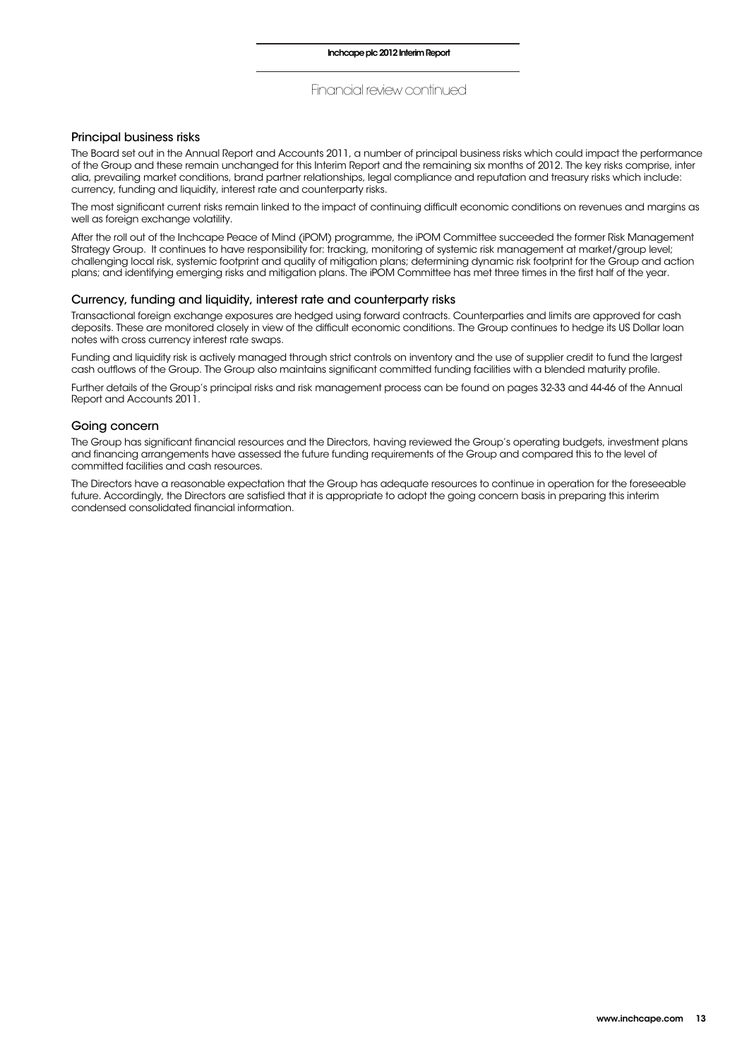Financial review continued

## Principal business risks

The Board set out in the Annual Report and Accounts 2011, a number of principal business risks which could impact the performance of the Group and these remain unchanged for this Interim Report and the remaining six months of 2012. The key risks comprise, inter alia, prevailing market conditions, brand partner relationships, legal compliance and reputation and treasury risks which include: currency, funding and liquidity, interest rate and counterparty risks.

The most significant current risks remain linked to the impact of continuing difficult economic conditions on revenues and margins as well as foreign exchange volatility.

After the roll out of the Inchcape Peace of Mind (iPOM) programme, the iPOM Committee succeeded the former Risk Management Strategy Group. It continues to have responsibility for: tracking, monitoring of systemic risk management at market/group level; challenging local risk, systemic footprint and quality of mitigation plans; determining dynamic risk footprint for the Group and action plans; and identifying emerging risks and mitigation plans. The iPOM Committee has met three times in the first half of the year.

## Currency, funding and liquidity, interest rate and counterparty risks

Transactional foreign exchange exposures are hedged using forward contracts. Counterparties and limits are approved for cash deposits. These are monitored closely in view of the difficult economic conditions. The Group continues to hedge its US Dollar loan notes with cross currency interest rate swaps.

Funding and liquidity risk is actively managed through strict controls on inventory and the use of supplier credit to fund the largest cash outflows of the Group. The Group also maintains significant committed funding facilities with a blended maturity profile.

Further details of the Group's principal risks and risk management process can be found on pages 32-33 and 44-46 of the Annual Report and Accounts 2011.

## Going concern

The Group has significant financial resources and the Directors, having reviewed the Group's operating budgets, investment plans and financing arrangements have assessed the future funding requirements of the Group and compared this to the level of committed facilities and cash resources.

The Directors have a reasonable expectation that the Group has adequate resources to continue in operation for the foreseeable future. Accordingly, the Directors are satisfied that it is appropriate to adopt the going concern basis in preparing this interim condensed consolidated financial information.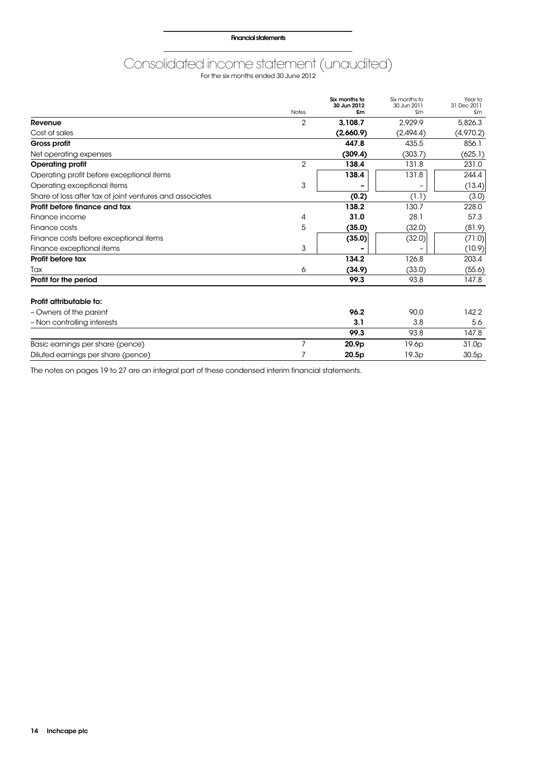Financial statements

# Consolidated income statement (unaudited)

For the six months ended 30 June 2012

| | Notes | **Six months to 30 Jun 2012 £m** | Six months to 30 Jun 2011 £m | Year to 31 Dec 2011 £m |
|---|---|---|---|---|
| **Revenue** | 2 | **3,108.7** | 2,929.9 | 5,826.3 |
| Cost of sales | | **(2,660.9)** | (2,494.4) | (4,970.2) |
| **Gross profit** | | **447.8** | 435.5 | 856.1 |
| Net operating expenses | | **(309.4)** | (303.7) | (625.1) |
| **Operating profit** | 2 | **138.4** | 131.8 | 231.0 |
| Operating profit before exceptional items | | **138.4** | 131.8 | 244.4 |
| Operating exceptional items | 3 | **–** | – | (13.4) |
| Share of loss after tax of joint ventures and associates | | **(0.2)** | (1.1) | (3.0) |
| **Profit before finance and tax** | | **138.2** | 130.7 | 228.0 |
| Finance income | 4 | **31.0** | 28.1 | 57.3 |
| Finance costs | 5 | **(35.0)** | (32.0) | (81.9) |
| Finance costs before exceptional items | | **(35.0)** | (32.0) | (71.0) |
| Finance exceptional items | 3 | **–** | – | (10.9) |
| **Profit before tax** | | **134.2** | 126.8 | 203.4 |
| Tax | 6 | **(34.9)** | (33.0) | (55.6) |
| **Profit for the period** | | **99.3** | 93.8 | 147.8 |
| | | | | |
| **Profit attributable to:** | | | | |
| – Owners of the parent | | **96.2** | 90.0 | 142.2 |
| – Non controlling interests | | **3.1** | 3.8 | 5.6 |
| | | **99.3** | 93.8 | 147.8 |
| Basic earnings per share (pence) | 7 | **20.9p** | 19.6p | 31.0p |
| Diluted earnings per share (pence) | 7 | **20.5p** | 19.3p | 30.5p |

The notes on pages 19 to 27 are an integral part of these condensed interim financial statements.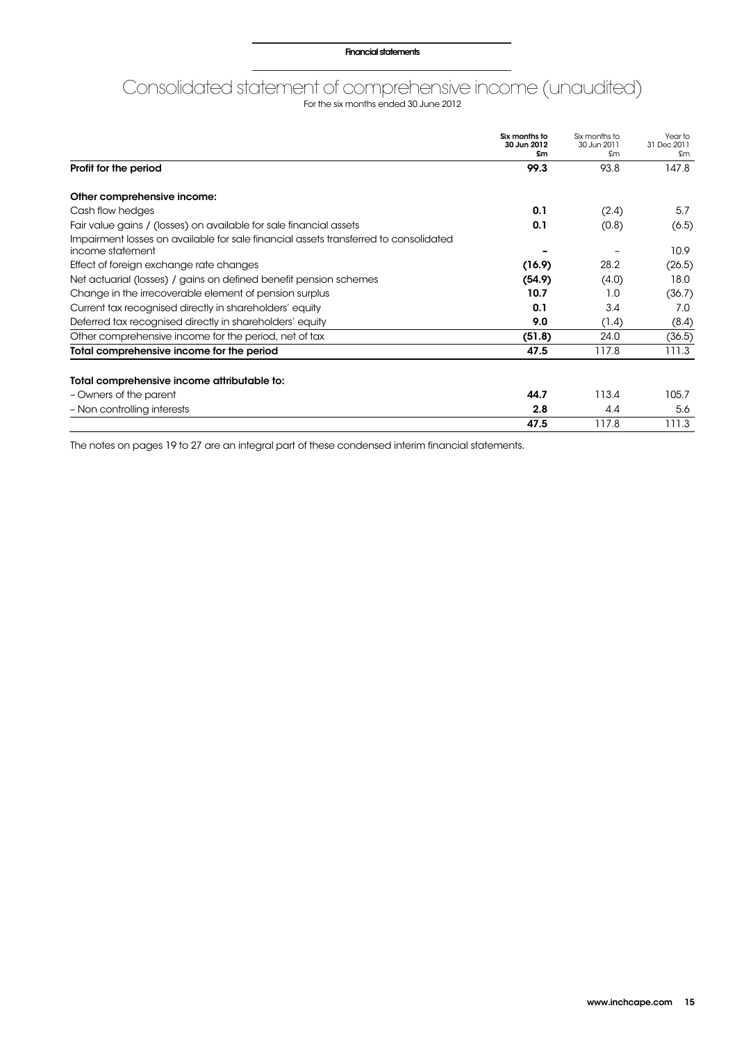# Consolidated statement of comprehensive income (unaudited)

For the six months ended 30 June 2012

| | **Six months to 30 Jun 2012 £m** | Six months to 30 Jun 2011 £m | Year to 31 Dec 2011 £m |
|---|---|---|---|
| **Profit for the period** | **99.3** | 93.8 | 147.8 |
| | | | |
| **Other comprehensive income:** | | | |
| Cash flow hedges | **0.1** | (2.4) | 5.7 |
| Fair value gains / (losses) on available for sale financial assets | **0.1** | (0.8) | (6.5) |
| Impairment losses on available for sale financial assets transferred to consolidated income statement | **–** | – | 10.9 |
| Effect of foreign exchange rate changes | **(16.9)** | 28.2 | (26.5) |
| Net actuarial (losses) / gains on defined benefit pension schemes | **(54.9)** | (4.0) | 18.0 |
| Change in the irrecoverable element of pension surplus | **10.7** | 1.0 | (36.7) |
| Current tax recognised directly in shareholders' equity | **0.1** | 3.4 | 7.0 |
| Deferred tax recognised directly in shareholders' equity | **9.0** | (1.4) | (8.4) |
| Other comprehensive income for the period, net of tax | **(51.8)** | 24.0 | (36.5) |
| **Total comprehensive income for the period** | **47.5** | 117.8 | 111.3 |
| | | | |
| **Total comprehensive income attributable to:** | | | |
| – Owners of the parent | **44.7** | 113.4 | 105.7 |
| – Non controlling interests | **2.8** | 4.4 | 5.6 |
| | **47.5** | 117.8 | 111.3 |

The notes on pages 19 to 27 are an integral part of these condensed interim financial statements.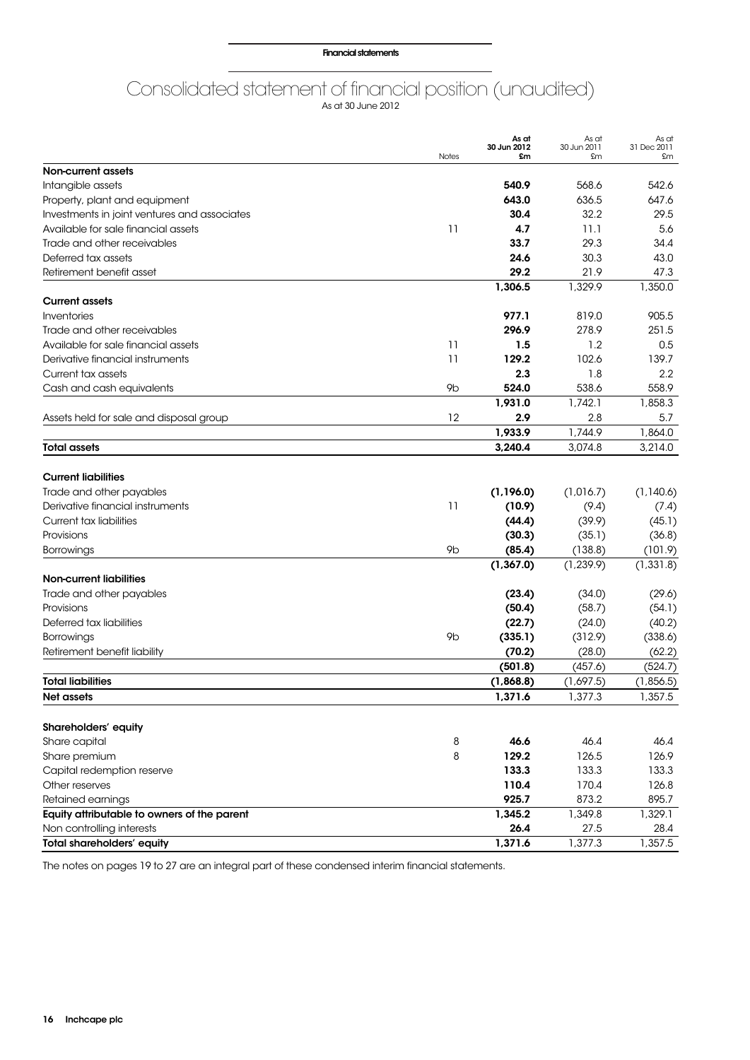# Consolidated statement of financial position (unaudited)

As at 30 June 2012

| | Notes | As at 30 Jun 2012 £m | As at 30 Jun 2011 £m | As at 31 Dec 2011 £m |
|---|---|---|---|---|
| **Non-current assets** | | | | |
| Intangible assets | | **540.9** | 568.6 | 542.6 |
| Property, plant and equipment | | **643.0** | 636.5 | 647.6 |
| Investments in joint ventures and associates | | **30.4** | 32.2 | 29.5 |
| Available for sale financial assets | 11 | **4.7** | 11.1 | 5.6 |
| Trade and other receivables | | **33.7** | 29.3 | 34.4 |
| Deferred tax assets | | **24.6** | 30.3 | 43.0 |
| Retirement benefit asset | | **29.2** | 21.9 | 47.3 |
| | | **1,306.5** | 1,329.9 | 1,350.0 |
| **Current assets** | | | | |
| Inventories | | **977.1** | 819.0 | 905.5 |
| Trade and other receivables | | **296.9** | 278.9 | 251.5 |
| Available for sale financial assets | 11 | **1.5** | 1.2 | 0.5 |
| Derivative financial instruments | 11 | **129.2** | 102.6 | 139.7 |
| Current tax assets | | **2.3** | 1.8 | 2.2 |
| Cash and cash equivalents | 9b | **524.0** | 538.6 | 558.9 |
| | | **1,931.0** | 1,742.1 | 1,858.3 |
| Assets held for sale and disposal group | 12 | **2.9** | 2.8 | 5.7 |
| | | **1,933.9** | 1,744.9 | 1,864.0 |
| **Total assets** | | **3,240.4** | 3,074.8 | 3,214.0 |
| **Current liabilities** | | | | |
| Trade and other payables | | **(1,196.0)** | (1,016.7) | (1,140.6) |
| Derivative financial instruments | 11 | **(10.9)** | (9.4) | (7.4) |
| Current tax liabilities | | **(44.4)** | (39.9) | (45.1) |
| Provisions | | **(30.3)** | (35.1) | (36.8) |
| Borrowings | 9b | **(85.4)** | (138.8) | (101.9) |
| | | **(1,367.0)** | (1,239.9) | (1,331.8) |
| **Non-current liabilities** | | | | |
| Trade and other payables | | **(23.4)** | (34.0) | (29.6) |
| Provisions | | **(50.4)** | (58.7) | (54.1) |
| Deferred tax liabilities | | **(22.7)** | (24.0) | (40.2) |
| Borrowings | 9b | **(335.1)** | (312.9) | (338.6) |
| Retirement benefit liability | | **(70.2)** | (28.0) | (62.2) |
| | | **(501.8)** | (457.6) | (524.7) |
| **Total liabilities** | | **(1,868.8)** | (1,697.5) | (1,856.5) |
| **Net assets** | | **1,371.6** | 1,377.3 | 1,357.5 |
| **Shareholders' equity** | | | | |
| Share capital | 8 | **46.6** | 46.4 | 46.4 |
| Share premium | 8 | **129.2** | 126.5 | 126.9 |
| Capital redemption reserve | | **133.3** | 133.3 | 133.3 |
| Other reserves | | **110.4** | 170.4 | 126.8 |
| Retained earnings | | **925.7** | 873.2 | 895.7 |
| **Equity attributable to owners of the parent** | | **1,345.2** | 1,349.8 | 1,329.1 |
| Non controlling interests | | **26.4** | 27.5 | 28.4 |
| **Total shareholders' equity** | | **1,371.6** | 1,377.3 | 1,357.5 |

The notes on pages 19 to 27 are an integral part of these condensed interim financial statements.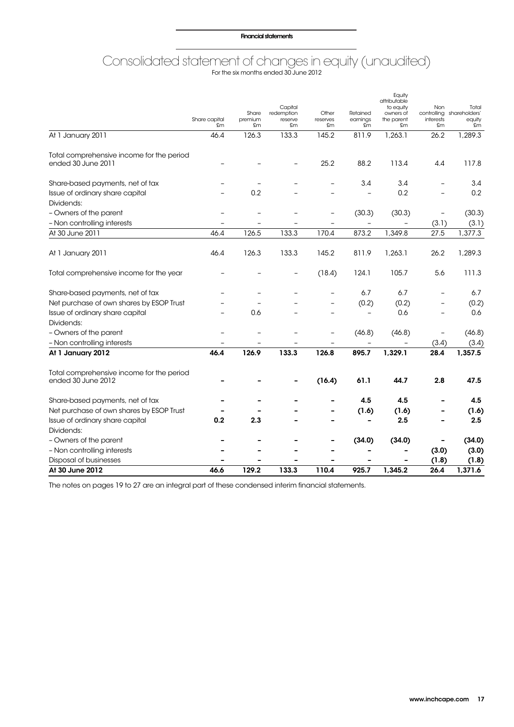# Consolidated statement of changes in equity (unaudited)

For the six months ended 30 June 2012

| | Share capital £m | Share premium £m | Capital redemption reserve £m | Other reserves £m | Retained earnings £m | Equity attributable to equity owners of the parent £m | Non controlling interests £m | Total shareholders' equity £m |
|---|---|---|---|---|---|---|---|---|
| At 1 January 2011 | 46.4 | 126.3 | 133.3 | 145.2 | 811.9 | 1,263.1 | 26.2 | 1,289.3 |
| Total comprehensive income for the period ended 30 June 2011 | – | – | – | 25.2 | 88.2 | 113.4 | 4.4 | 117.8 |
| Share-based payments, net of tax | – | – | – | – | 3.4 | 3.4 | – | 3.4 |
| Issue of ordinary share capital | – | 0.2 | – | – | – | 0.2 | – | 0.2 |
| Dividends: | | | | | | | | |
| – Owners of the parent | – | – | – | – | (30.3) | (30.3) | – | (30.3) |
| – Non controlling interests | – | – | – | – | – | – | (3.1) | (3.1) |
| At 30 June 2011 | 46.4 | 126.5 | 133.3 | 170.4 | 873.2 | 1,349.8 | 27.5 | 1,377.3 |
| At 1 January 2011 | 46.4 | 126.3 | 133.3 | 145.2 | 811.9 | 1,263.1 | 26.2 | 1,289.3 |
| Total comprehensive income for the year | – | – | – | (18.4) | 124.1 | 105.7 | 5.6 | 111.3 |
| Share-based payments, net of tax | – | – | – | – | 6.7 | 6.7 | – | 6.7 |
| Net purchase of own shares by ESOP Trust | – | – | – | – | (0.2) | (0.2) | – | (0.2) |
| Issue of ordinary share capital | – | 0.6 | – | – | – | 0.6 | – | 0.6 |
| Dividends: | | | | | | | | |
| – Owners of the parent | – | – | – | – | (46.8) | (46.8) | – | (46.8) |
| – Non controlling interests | – | – | – | – | – | – | (3.4) | (3.4) |
| **At 1 January 2012** | **46.4** | **126.9** | **133.3** | **126.8** | **895.7** | **1,329.1** | **28.4** | **1,357.5** |
| Total comprehensive income for the period ended 30 June 2012 | **–** | **–** | **–** | **(16.4)** | **61.1** | **44.7** | **2.8** | **47.5** |
| Share-based payments, net of tax | **–** | **–** | **–** | **–** | **4.5** | **4.5** | **–** | **4.5** |
| Net purchase of own shares by ESOP Trust | **–** | **–** | **–** | **–** | **(1.6)** | **(1.6)** | **–** | **(1.6)** |
| Issue of ordinary share capital | **0.2** | **2.3** | **–** | **–** | **–** | **2.5** | **–** | **2.5** |
| Dividends: | | | | | | | | |
| – Owners of the parent | **–** | **–** | **–** | **–** | **(34.0)** | **(34.0)** | **–** | **(34.0)** |
| – Non controlling interests | **–** | **–** | **–** | **–** | **–** | **–** | **(3.0)** | **(3.0)** |
| Disposal of businesses | **–** | **–** | **–** | **–** | **–** | **–** | **(1.8)** | **(1.8)** |
| **At 30 June 2012** | **46.6** | **129.2** | **133.3** | **110.4** | **925.7** | **1,345.2** | **26.4** | **1,371.6** |

The notes on pages 19 to 27 are an integral part of these condensed interim financial statements.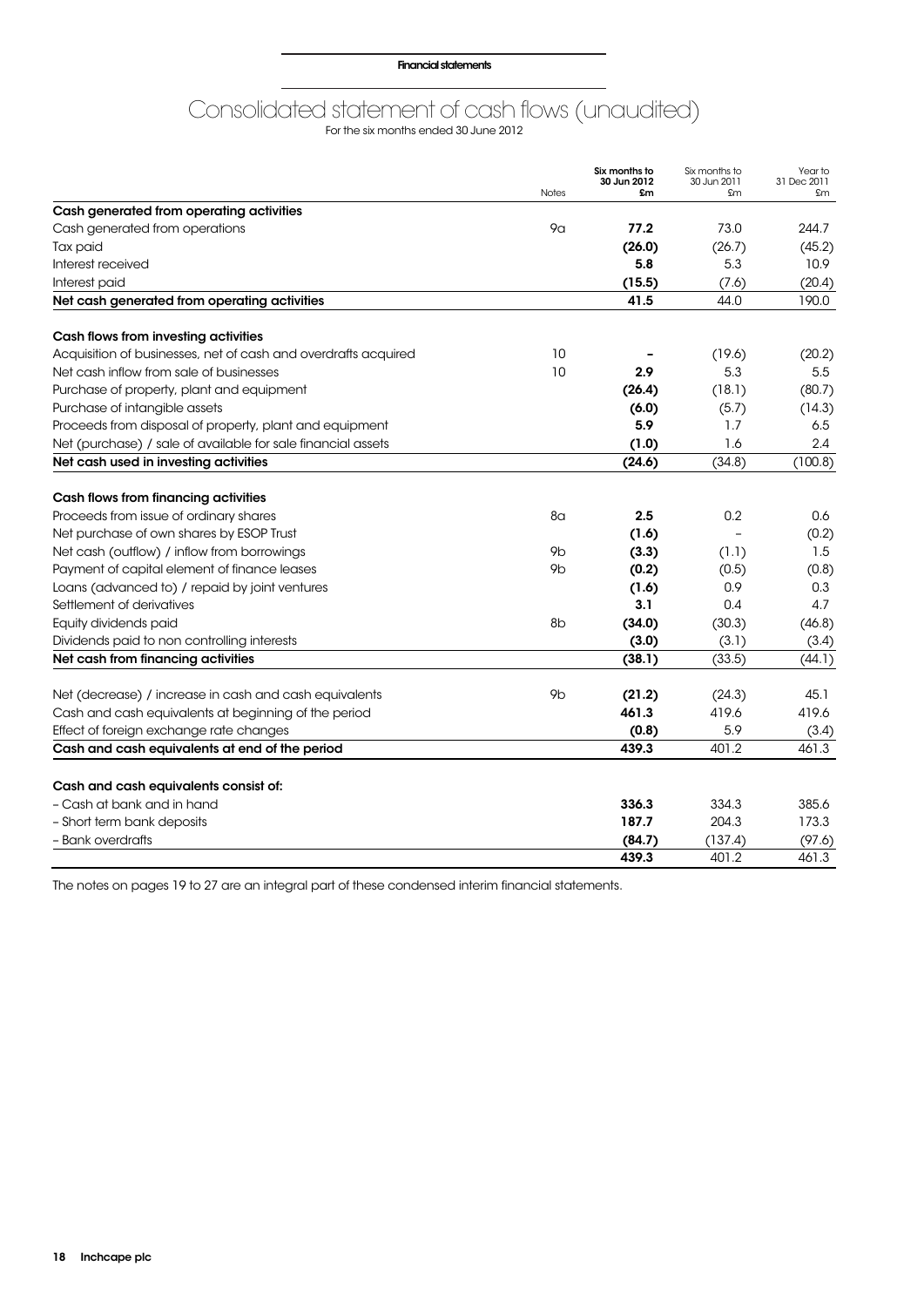# Consolidated statement of cash flows (unaudited)

For the six months ended 30 June 2012

| | Notes | **Six months to 30 Jun 2012 £m** | Six months to 30 Jun 2011 £m | Year to 31 Dec 2011 £m |
|---|---|---|---|---|
| **Cash generated from operating activities** | | | | |
| Cash generated from operations | 9a | **77.2** | 73.0 | 244.7 |
| Tax paid | | **(26.0)** | (26.7) | (45.2) |
| Interest received | | **5.8** | 5.3 | 10.9 |
| Interest paid | | **(15.5)** | (7.6) | (20.4) |
| **Net cash generated from operating activities** | | **41.5** | 44.0 | 190.0 |
| | | | | |
| **Cash flows from investing activities** | | | | |
| Acquisition of businesses, net of cash and overdrafts acquired | 10 | **–** | (19.6) | (20.2) |
| Net cash inflow from sale of businesses | 10 | **2.9** | 5.3 | 5.5 |
| Purchase of property, plant and equipment | | **(26.4)** | (18.1) | (80.7) |
| Purchase of intangible assets | | **(6.0)** | (5.7) | (14.3) |
| Proceeds from disposal of property, plant and equipment | | **5.9** | 1.7 | 6.5 |
| Net (purchase) / sale of available for sale financial assets | | **(1.0)** | 1.6 | 2.4 |
| **Net cash used in investing activities** | | **(24.6)** | (34.8) | (100.8) |
| | | | | |
| **Cash flows from financing activities** | | | | |
| Proceeds from issue of ordinary shares | 8a | **2.5** | 0.2 | 0.6 |
| Net purchase of own shares by ESOP Trust | | **(1.6)** | – | (0.2) |
| Net cash (outflow) / inflow from borrowings | 9b | **(3.3)** | (1.1) | 1.5 |
| Payment of capital element of finance leases | 9b | **(0.2)** | (0.5) | (0.8) |
| Loans (advanced to) / repaid by joint ventures | | **(1.6)** | 0.9 | 0.3 |
| Settlement of derivatives | | **3.1** | 0.4 | 4.7 |
| Equity dividends paid | 8b | **(34.0)** | (30.3) | (46.8) |
| Dividends paid to non controlling interests | | **(3.0)** | (3.1) | (3.4) |
| **Net cash from financing activities** | | **(38.1)** | (33.5) | (44.1) |
| | | | | |
| Net (decrease) / increase in cash and cash equivalents | 9b | **(21.2)** | (24.3) | 45.1 |
| Cash and cash equivalents at beginning of the period | | **461.3** | 419.6 | 419.6 |
| Effect of foreign exchange rate changes | | **(0.8)** | 5.9 | (3.4) |
| **Cash and cash equivalents at end of the period** | | **439.3** | 401.2 | 461.3 |
| | | | | |
| **Cash and cash equivalents consist of:** | | | | |
| – Cash at bank and in hand | | **336.3** | 334.3 | 385.6 |
| – Short term bank deposits | | **187.7** | 204.3 | 173.3 |
| – Bank overdrafts | | **(84.7)** | (137.4) | (97.6) |
| | | **439.3** | 401.2 | 461.3 |

The notes on pages 19 to 27 are an integral part of these condensed interim financial statements.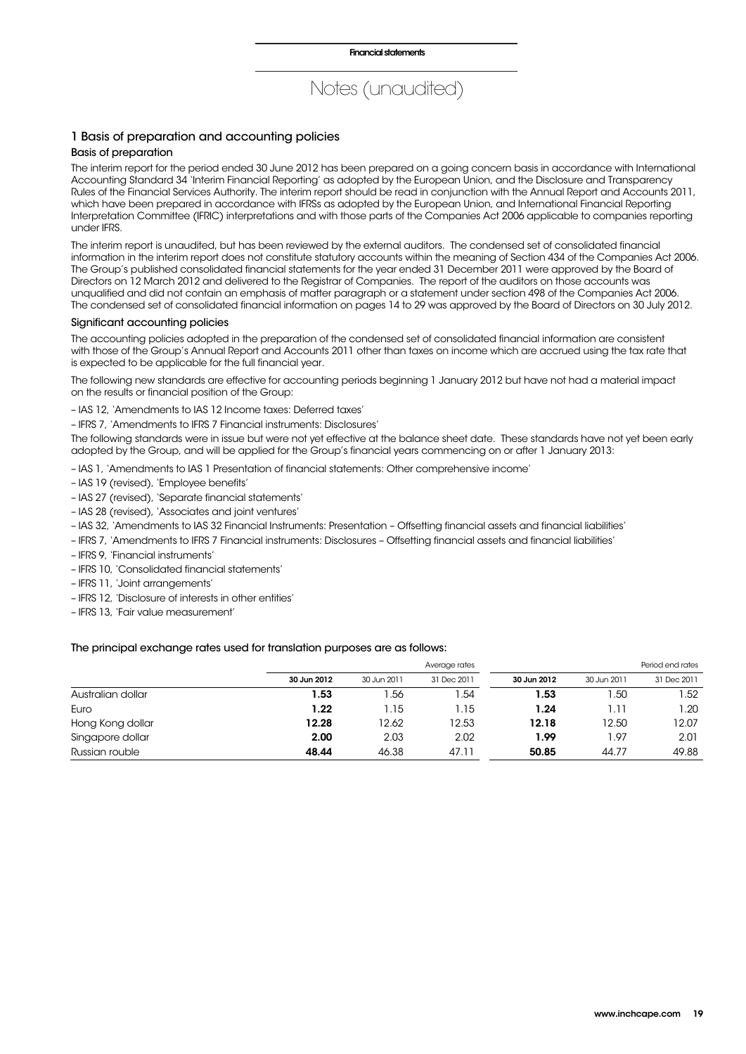# Notes (unaudited)

## 1 Basis of preparation and accounting policies

### Basis of preparation

The interim report for the period ended 30 June 2012 has been prepared on a going concern basis in accordance with International Accounting Standard 34 'Interim Financial Reporting' as adopted by the European Union, and the Disclosure and Transparency Rules of the Financial Services Authority. The interim report should be read in conjunction with the Annual Report and Accounts 2011, which have been prepared in accordance with IFRSs as adopted by the European Union, and International Financial Reporting Interpretation Committee (IFRIC) interpretations and with those parts of the Companies Act 2006 applicable to companies reporting under IFRS.

The interim report is unaudited, but has been reviewed by the external auditors. The condensed set of consolidated financial information in the interim report does not constitute statutory accounts within the meaning of Section 434 of the Companies Act 2006. The Group's published consolidated financial statements for the year ended 31 December 2011 were approved by the Board of Directors on 12 March 2012 and delivered to the Registrar of Companies. The report of the auditors on those accounts was unqualified and did not contain an emphasis of matter paragraph or a statement under section 498 of the Companies Act 2006. The condensed set of consolidated financial information on pages 14 to 29 was approved by the Board of Directors on 30 July 2012.

### Significant accounting policies

The accounting policies adopted in the preparation of the condensed set of consolidated financial information are consistent with those of the Group's Annual Report and Accounts 2011 other than taxes on income which are accrued using the tax rate that is expected to be applicable for the full financial year.

The following new standards are effective for accounting periods beginning 1 January 2012 but have not had a material impact on the results or financial position of the Group:

- IAS 12, 'Amendments to IAS 12 Income taxes: Deferred taxes'
- IFRS 7, 'Amendments to IFRS 7 Financial instruments: Disclosures'

The following standards were in issue but were not yet effective at the balance sheet date. These standards have not yet been early adopted by the Group, and will be applied for the Group's financial years commencing on or after 1 January 2013:

- IAS 1, 'Amendments to IAS 1 Presentation of financial statements: Other comprehensive income'
- IAS 19 (revised), 'Employee benefits'
- IAS 27 (revised), 'Separate financial statements'
- IAS 28 (revised), 'Associates and joint ventures'
- IAS 32, 'Amendments to IAS 32 Financial Instruments: Presentation – Offsetting financial assets and financial liabilities'
- IFRS 7, 'Amendments to IFRS 7 Financial instruments: Disclosures – Offsetting financial assets and financial liabilities'
- IFRS 9, 'Financial instruments'
- IFRS 10, 'Consolidated financial statements'
- IFRS 11, 'Joint arrangements'
- IFRS 12, 'Disclosure of interests in other entities'
- IFRS 13, 'Fair value measurement'

### The principal exchange rates used for translation purposes are as follows:

| | Average rates | | | Period end rates | | |
|---|---|---|---|---|---|---|
| | **30 Jun 2012** | 30 Jun 2011 | 31 Dec 2011 | **30 Jun 2012** | 30 Jun 2011 | 31 Dec 2011 |
| Australian dollar | **1.53** | 1.56 | 1.54 | **1.53** | 1.50 | 1.52 |
| Euro | **1.22** | 1.15 | 1.15 | **1.24** | 1.11 | 1.20 |
| Hong Kong dollar | **12.28** | 12.62 | 12.53 | **12.18** | 12.50 | 12.07 |
| Singapore dollar | **2.00** | 2.03 | 2.02 | **1.99** | 1.97 | 2.01 |
| Russian rouble | **48.44** | 46.38 | 47.11 | **50.85** | 44.77 | 49.88 |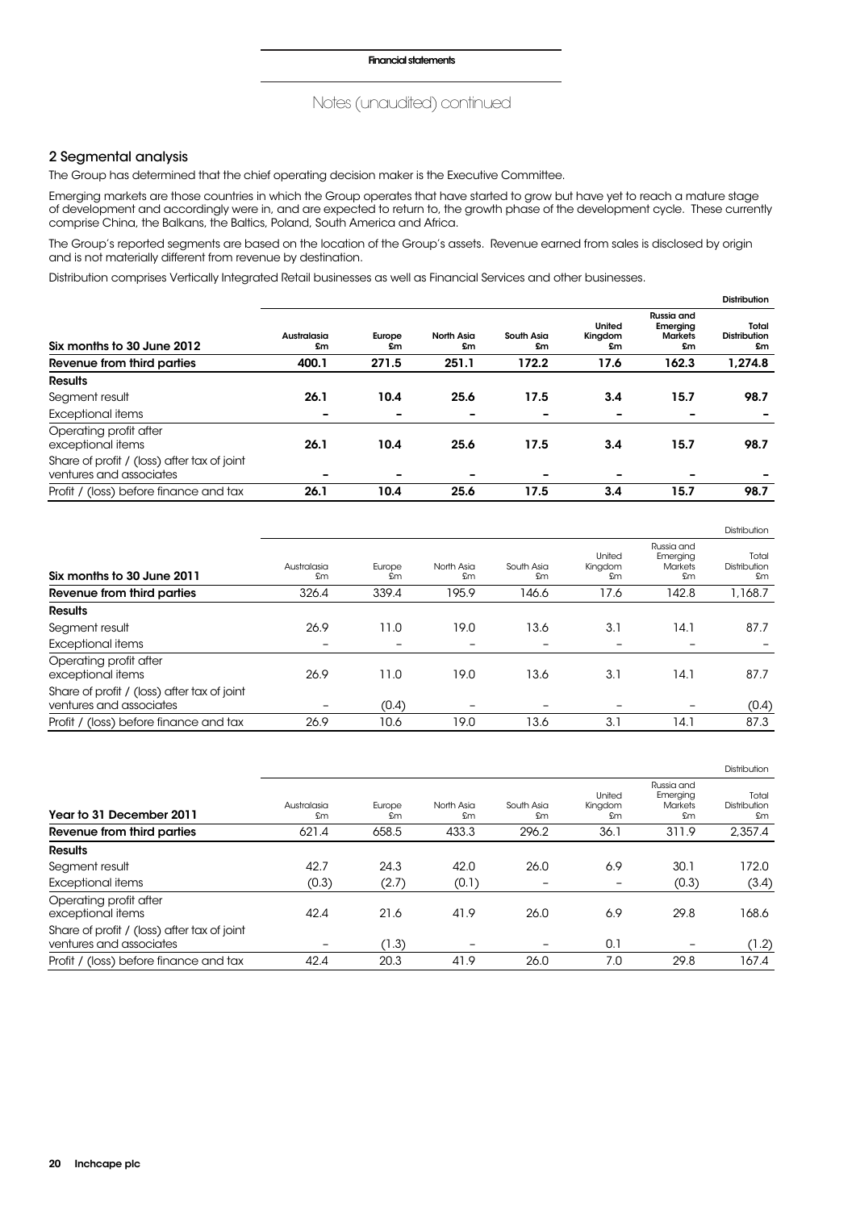## Notes (unaudited) continued

### 2 Segmental analysis

The Group has determined that the chief operating decision maker is the Executive Committee.

Emerging markets are those countries in which the Group operates that have started to grow but have yet to reach a mature stage of development and accordingly were in, and are expected to return to, the growth phase of the development cycle. These currently comprise China, the Balkans, the Baltics, Poland, South America and Africa.

The Group's reported segments are based on the location of the Group's assets. Revenue earned from sales is disclosed by origin and is not materially different from revenue by destination.

Distribution comprises Vertically Integrated Retail businesses as well as Financial Services and other businesses.

| | | | | | | | **Distribution** |
|---|---|---|---|---|---|---|---|
| **Six months to 30 June 2012** | **Australasia £m** | **Europe £m** | **North Asia £m** | **South Asia £m** | **United Kingdom £m** | **Russia and Emerging Markets £m** | **Total Distribution £m** |
| **Revenue from third parties** | **400.1** | **271.5** | **251.1** | **172.2** | **17.6** | **162.3** | **1,274.8** |
| **Results** | | | | | | | |
| Segment result | **26.1** | **10.4** | **25.6** | **17.5** | **3.4** | **15.7** | **98.7** |
| Exceptional items | **–** | **–** | **–** | **–** | **–** | **–** | **–** |
| Operating profit after exceptional items | **26.1** | **10.4** | **25.6** | **17.5** | **3.4** | **15.7** | **98.7** |
| Share of profit / (loss) after tax of joint ventures and associates | **–** | **–** | **–** | **–** | **–** | **–** | **–** |
| Profit / (loss) before finance and tax | **26.1** | **10.4** | **25.6** | **17.5** | **3.4** | **15.7** | **98.7** |

| | | | | | | | Distribution |
|---|---|---|---|---|---|---|---|
| **Six months to 30 June 2011** | Australasia £m | Europe £m | North Asia £m | South Asia £m | United Kingdom £m | Russia and Emerging Markets £m | Total Distribution £m |
| **Revenue from third parties** | 326.4 | 339.4 | 195.9 | 146.6 | 17.6 | 142.8 | 1,168.7 |
| **Results** | | | | | | | |
| Segment result | 26.9 | 11.0 | 19.0 | 13.6 | 3.1 | 14.1 | 87.7 |
| Exceptional items | – | – | – | – | – | – | – |
| Operating profit after exceptional items | 26.9 | 11.0 | 19.0 | 13.6 | 3.1 | 14.1 | 87.7 |
| Share of profit / (loss) after tax of joint ventures and associates | – | (0.4) | – | – | – | – | (0.4) |
| Profit / (loss) before finance and tax | 26.9 | 10.6 | 19.0 | 13.6 | 3.1 | 14.1 | 87.3 |

| | | | | | | | Distribution |
|---|---|---|---|---|---|---|---|
| **Year to 31 December 2011** | Australasia £m | Europe £m | North Asia £m | South Asia £m | United Kingdom £m | Russia and Emerging Markets £m | Total Distribution £m |
| **Revenue from third parties** | 621.4 | 658.5 | 433.3 | 296.2 | 36.1 | 311.9 | 2,357.4 |
| **Results** | | | | | | | |
| Segment result | 42.7 | 24.3 | 42.0 | 26.0 | 6.9 | 30.1 | 172.0 |
| Exceptional items | (0.3) | (2.7) | (0.1) | – | – | (0.3) | (3.4) |
| Operating profit after exceptional items | 42.4 | 21.6 | 41.9 | 26.0 | 6.9 | 29.8 | 168.6 |
| Share of profit / (loss) after tax of joint ventures and associates | – | (1.3) | – | – | 0.1 | – | (1.2) |
| Profit / (loss) before finance and tax | 42.4 | 20.3 | 41.9 | 26.0 | 7.0 | 29.8 | 167.4 |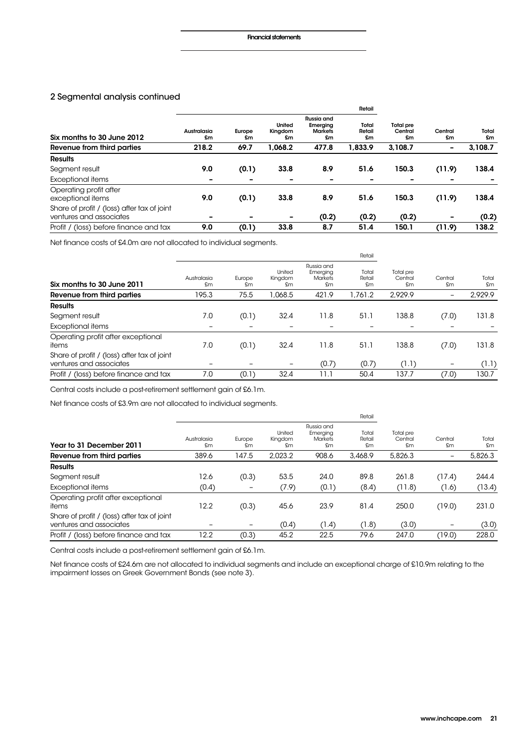## 2 Segmental analysis continued

| Six months to 30 June 2012 | Australasia £m | Europe £m | United Kingdom £m | Russia and Emerging Markets £m | Retail Total Retail £m | Total pre Central £m | Central £m | Total £m |
|---|---|---|---|---|---|---|---|---|
| **Revenue from third parties** | **218.2** | **69.7** | **1,068.2** | **477.8** | **1,833.9** | **3,108.7** | **–** | **3,108.7** |
| **Results** | | | | | | | | |
| Segment result | **9.0** | **(0.1)** | **33.8** | **8.9** | **51.6** | **150.3** | **(11.9)** | **138.4** |
| Exceptional items | **–** | **–** | **–** | **–** | **–** | **–** | **–** | **–** |
| Operating profit after exceptional items | **9.0** | **(0.1)** | **33.8** | **8.9** | **51.6** | **150.3** | **(11.9)** | **138.4** |
| Share of profit / (loss) after tax of joint ventures and associates | **–** | **–** | **–** | **(0.2)** | **(0.2)** | **(0.2)** | **–** | **(0.2)** |
| Profit / (loss) before finance and tax | **9.0** | **(0.1)** | **33.8** | **8.7** | **51.4** | **150.1** | **(11.9)** | **138.2** |

Net finance costs of £4.0m are not allocated to individual segments.

| Six months to 30 June 2011 | Australasia £m | Europe £m | United Kingdom £m | Russia and Emerging Markets £m | Retail Total Retail £m | Total pre Central £m | Central £m | Total £m |
|---|---|---|---|---|---|---|---|---|
| **Revenue from third parties** | 195.3 | 75.5 | 1,068.5 | 421.9 | 1,761.2 | 2,929.9 | – | 2,929.9 |
| **Results** | | | | | | | | |
| Segment result | 7.0 | (0.1) | 32.4 | 11.8 | 51.1 | 138.8 | (7.0) | 131.8 |
| Exceptional items | – | – | – | – | – | – | – | – |
| Operating profit after exceptional items | 7.0 | (0.1) | 32.4 | 11.8 | 51.1 | 138.8 | (7.0) | 131.8 |
| Share of profit / (loss) after tax of joint ventures and associates | – | – | – | (0.7) | (0.7) | (1.1) | – | (1.1) |
| Profit / (loss) before finance and tax | 7.0 | (0.1) | 32.4 | 11.1 | 50.4 | 137.7 | (7.0) | 130.7 |

Central costs include a post-retirement settlement gain of £6.1m.

Net finance costs of £3.9m are not allocated to individual segments.

| Year to 31 December 2011 | Australasia £m | Europe £m | United Kingdom £m | Russia and Emerging Markets £m | Retail Total Retail £m | Total pre Central £m | Central £m | Total £m |
|---|---|---|---|---|---|---|---|---|
| **Revenue from third parties** | 389.6 | 147.5 | 2,023.2 | 908.6 | 3,468.9 | 5,826.3 | – | 5,826.3 |
| **Results** | | | | | | | | |
| Segment result | 12.6 | (0.3) | 53.5 | 24.0 | 89.8 | 261.8 | (17.4) | 244.4 |
| Exceptional items | (0.4) | – | (7.9) | (0.1) | (8.4) | (11.8) | (1.6) | (13.4) |
| Operating profit after exceptional items | 12.2 | (0.3) | 45.6 | 23.9 | 81.4 | 250.0 | (19.0) | 231.0 |
| Share of profit / (loss) after tax of joint ventures and associates | – | – | (0.4) | (1.4) | (1.8) | (3.0) | – | (3.0) |
| Profit / (loss) before finance and tax | 12.2 | (0.3) | 45.2 | 22.5 | 79.6 | 247.0 | (19.0) | 228.0 |

Central costs include a post-retirement settlement gain of £6.1m.

Net finance costs of £24.6m are not allocated to individual segments and include an exceptional charge of £10.9m relating to the impairment losses on Greek Government Bonds (see note 3).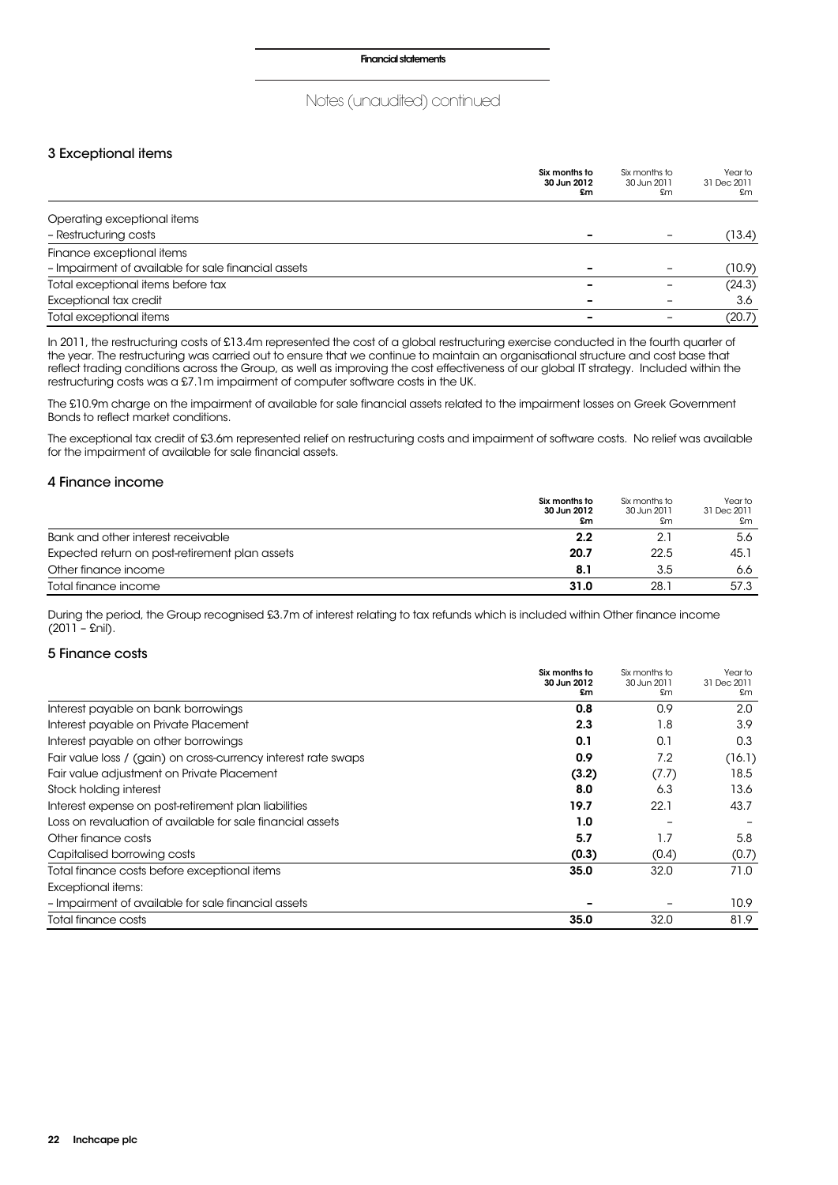# Notes (unaudited) continued

## 3 Exceptional items

| | Six months to 30 Jun 2012 £m | Six months to 30 Jun 2011 £m | Year to 31 Dec 2011 £m |
|---|---|---|---|
| Operating exceptional items | | | |
| – Restructuring costs | **–** | – | (13.4) |
| Finance exceptional items | | | |
| – Impairment of available for sale financial assets | **–** | – | (10.9) |
| Total exceptional items before tax | **–** | – | (24.3) |
| Exceptional tax credit | **–** | – | 3.6 |
| Total exceptional items | **–** | – | (20.7) |

In 2011, the restructuring costs of £13.4m represented the cost of a global restructuring exercise conducted in the fourth quarter of the year. The restructuring was carried out to ensure that we continue to maintain an organisational structure and cost base that reflect trading conditions across the Group, as well as improving the cost effectiveness of our global IT strategy. Included within the restructuring costs was a £7.1m impairment of computer software costs in the UK.

The £10.9m charge on the impairment of available for sale financial assets related to the impairment losses on Greek Government Bonds to reflect market conditions.

The exceptional tax credit of £3.6m represented relief on restructuring costs and impairment of software costs. No relief was available for the impairment of available for sale financial assets.

## 4 Finance income

| | Six months to 30 Jun 2012 £m | Six months to 30 Jun 2011 £m | Year to 31 Dec 2011 £m |
|---|---|---|---|
| Bank and other interest receivable | **2.2** | 2.1 | 5.6 |
| Expected return on post-retirement plan assets | **20.7** | 22.5 | 45.1 |
| Other finance income | **8.1** | 3.5 | 6.6 |
| Total finance income | **31.0** | 28.1 | 57.3 |

During the period, the Group recognised £3.7m of interest relating to tax refunds which is included within Other finance income (2011 – £nil).

## 5 Finance costs

| | Six months to 30 Jun 2012 £m | Six months to 30 Jun 2011 £m | Year to 31 Dec 2011 £m |
|---|---|---|---|
| Interest payable on bank borrowings | **0.8** | 0.9 | 2.0 |
| Interest payable on Private Placement | **2.3** | 1.8 | 3.9 |
| Interest payable on other borrowings | **0.1** | 0.1 | 0.3 |
| Fair value loss / (gain) on cross-currency interest rate swaps | **0.9** | 7.2 | (16.1) |
| Fair value adjustment on Private Placement | **(3.2)** | (7.7) | 18.5 |
| Stock holding interest | **8.0** | 6.3 | 13.6 |
| Interest expense on post-retirement plan liabilities | **19.7** | 22.1 | 43.7 |
| Loss on revaluation of available for sale financial assets | **1.0** | – | – |
| Other finance costs | **5.7** | 1.7 | 5.8 |
| Capitalised borrowing costs | **(0.3)** | (0.4) | (0.7) |
| Total finance costs before exceptional items | **35.0** | 32.0 | 71.0 |
| Exceptional items: | | | |
| – Impairment of available for sale financial assets | **–** | – | 10.9 |
| Total finance costs | **35.0** | 32.0 | 81.9 |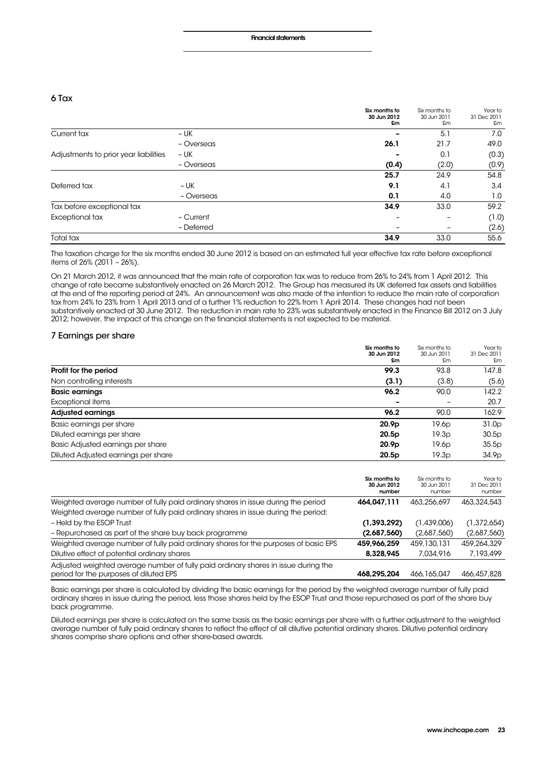## 6 Tax

| | | Six months to 30 Jun 2012 £m | Six months to 30 Jun 2011 £m | Year to 31 Dec 2011 £m |
|---|---|---|---|---|
| Current tax | – UK | – | 5.1 | 7.0 |
| | – Overseas | **26.1** | 21.7 | 49.0 |
| Adjustments to prior year liabilities | – UK | – | 0.1 | (0.3) |
| | – Overseas | **(0.4)** | (2.0) | (0.9) |
| | | **25.7** | 24.9 | 54.8 |
| Deferred tax | – UK | **9.1** | 4.1 | 3.4 |
| | – Overseas | **0.1** | 4.0 | 1.0 |
| Tax before exceptional tax | | **34.9** | 33.0 | 59.2 |
| Exceptional tax | – Current | – | – | (1.0) |
| | – Deferred | – | – | (2.6) |
| Total tax | | **34.9** | 33.0 | 55.6 |

The taxation charge for the six months ended 30 June 2012 is based on an estimated full year effective tax rate before exceptional items of 26% (2011 – 26%).

On 21 March 2012, it was announced that the main rate of corporation tax was to reduce from 26% to 24% from 1 April 2012. This change of rate became substantively enacted on 26 March 2012. The Group has measured its UK deferred tax assets and liabilities at the end of the reporting period at 24%. An announcement was also made of the intention to reduce the main rate of corporation tax from 24% to 23% from 1 April 2013 and of a further 1% reduction to 22% from 1 April 2014. These changes had not been substantively enacted at 30 June 2012. The reduction in main rate to 23% was substantively enacted in the Finance Bill 2012 on 3 July 2012; however, the impact of this change on the financial statements is not expected to be material.

## 7 Earnings per share

| | Six months to 30 Jun 2012 £m | Six months to 30 Jun 2011 £m | Year to 31 Dec 2011 £m |
|---|---|---|---|
| **Profit for the period** | **99.3** | 93.8 | 147.8 |
| Non controlling interests | **(3.1)** | (3.8) | (5.6) |
| **Basic earnings** | **96.2** | 90.0 | 142.2 |
| Exceptional items | – | – | 20.7 |
| **Adjusted earnings** | **96.2** | 90.0 | 162.9 |
| Basic earnings per share | **20.9p** | 19.6p | 31.0p |
| Diluted earnings per share | **20.5p** | 19.3p | 30.5p |
| Basic Adjusted earnings per share | **20.9p** | 19.6p | 35.5p |
| Diluted Adjusted earnings per share | **20.5p** | 19.3p | 34.9p |

| | Six months to 30 Jun 2012 number | Six months to 30 Jun 2011 number | Year to 31 Dec 2011 number |
|---|---|---|---|
| Weighted average number of fully paid ordinary shares in issue during the period | **464,047,111** | 463,256,697 | 463,324,543 |
| Weighted average number of fully paid ordinary shares in issue during the period: | | | |
| – Held by the ESOP Trust | **(1,393,292)** | (1,439,006) | (1,372,654) |
| – Repurchased as part of the share buy back programme | **(2,687,560)** | (2,687,560) | (2,687,560) |
| Weighted average number of fully paid ordinary shares for the purposes of basic EPS | **459,966,259** | 459,130,131 | 459,264,329 |
| Dilutive effect of potential ordinary shares | **8,328,945** | 7,034,916 | 7,193,499 |
| Adjusted weighted average number of fully paid ordinary shares in issue during the period for the purposes of diluted EPS | **468,295,204** | 466,165,047 | 466,457,828 |

Basic earnings per share is calculated by dividing the basic earnings for the period by the weighted average number of fully paid ordinary shares in issue during the period, less those shares held by the ESOP Trust and those repurchased as part of the share buy back programme.

Diluted earnings per share is calculated on the same basis as the basic earnings per share with a further adjustment to the weighted average number of fully paid ordinary shares to reflect the effect of all dilutive potential ordinary shares. Dilutive potential ordinary shares comprise share options and other share-based awards.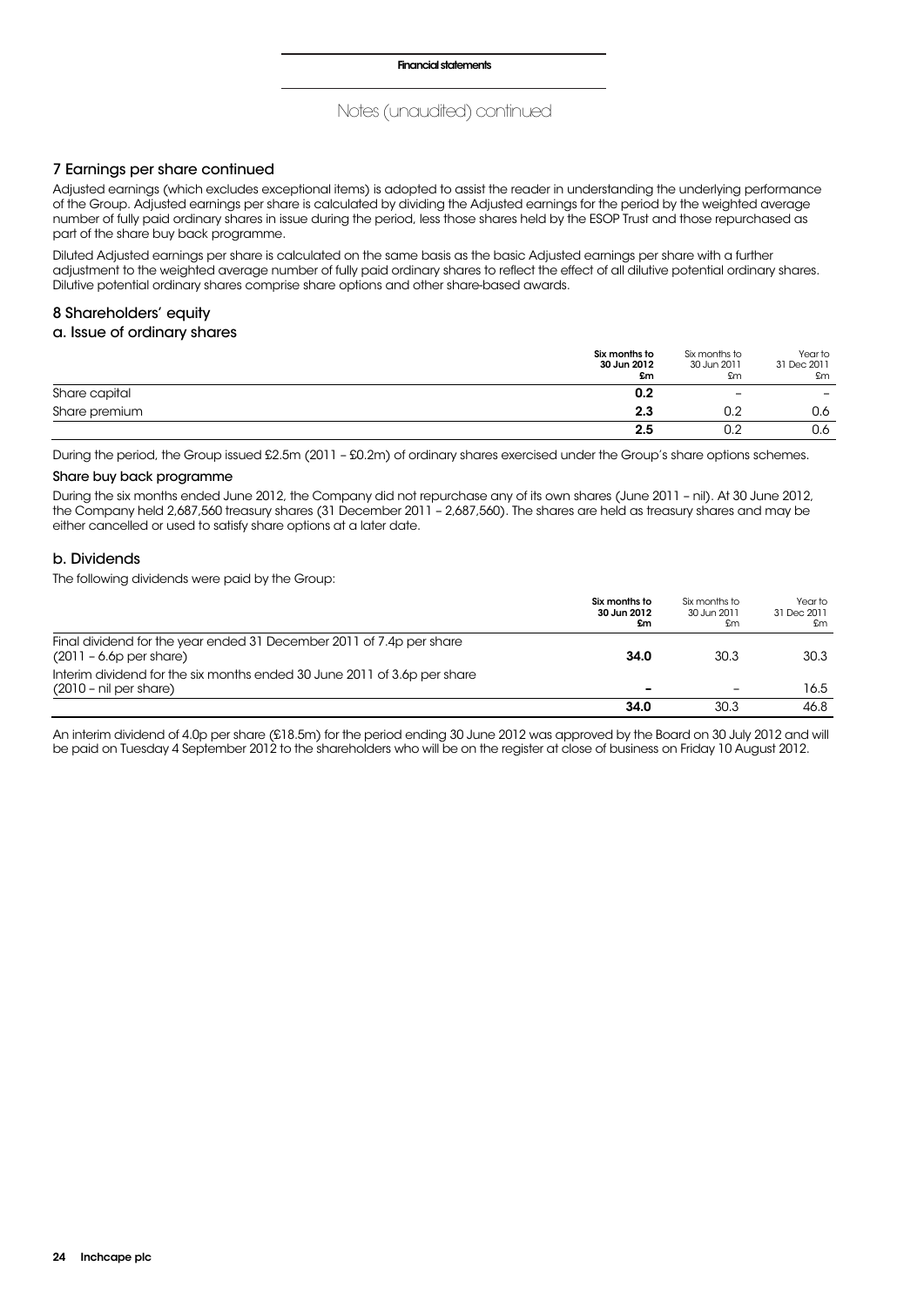Notes (unaudited) continued

## 7 Earnings per share continued

Adjusted earnings (which excludes exceptional items) is adopted to assist the reader in understanding the underlying performance of the Group. Adjusted earnings per share is calculated by dividing the Adjusted earnings for the period by the weighted average number of fully paid ordinary shares in issue during the period, less those shares held by the ESOP Trust and those repurchased as part of the share buy back programme.

Diluted Adjusted earnings per share is calculated on the same basis as the basic Adjusted earnings per share with a further adjustment to the weighted average number of fully paid ordinary shares to reflect the effect of all dilutive potential ordinary shares. Dilutive potential ordinary shares comprise share options and other share-based awards.

## 8 Shareholders' equity

### a. Issue of ordinary shares

| | **Six months to 30 Jun 2012 £m** | Six months to 30 Jun 2011 £m | Year to 31 Dec 2011 £m |
|---|---|---|---|
| Share capital | **0.2** | – | – |
| Share premium | **2.3** | 0.2 | 0.6 |
| | **2.5** | 0.2 | 0.6 |

During the period, the Group issued £2.5m (2011 – £0.2m) of ordinary shares exercised under the Group's share options schemes.

#### Share buy back programme

During the six months ended June 2012, the Company did not repurchase any of its own shares (June 2011 – nil). At 30 June 2012, the Company held 2,687,560 treasury shares (31 December 2011 – 2,687,560). The shares are held as treasury shares and may be either cancelled or used to satisfy share options at a later date.

### b. Dividends

The following dividends were paid by the Group:

| | **Six months to 30 Jun 2012 £m** | Six months to 30 Jun 2011 £m | Year to 31 Dec 2011 £m |
|---|---|---|---|
| Final dividend for the year ended 31 December 2011 of 7.4p per share (2011 – 6.6p per share) | **34.0** | 30.3 | 30.3 |
| Interim dividend for the six months ended 30 June 2011 of 3.6p per share (2010 – nil per share) | **–** | – | 16.5 |
| | **34.0** | 30.3 | 46.8 |

An interim dividend of 4.0p per share (£18.5m) for the period ending 30 June 2012 was approved by the Board on 30 July 2012 and will be paid on Tuesday 4 September 2012 to the shareholders who will be on the register at close of business on Friday 10 August 2012.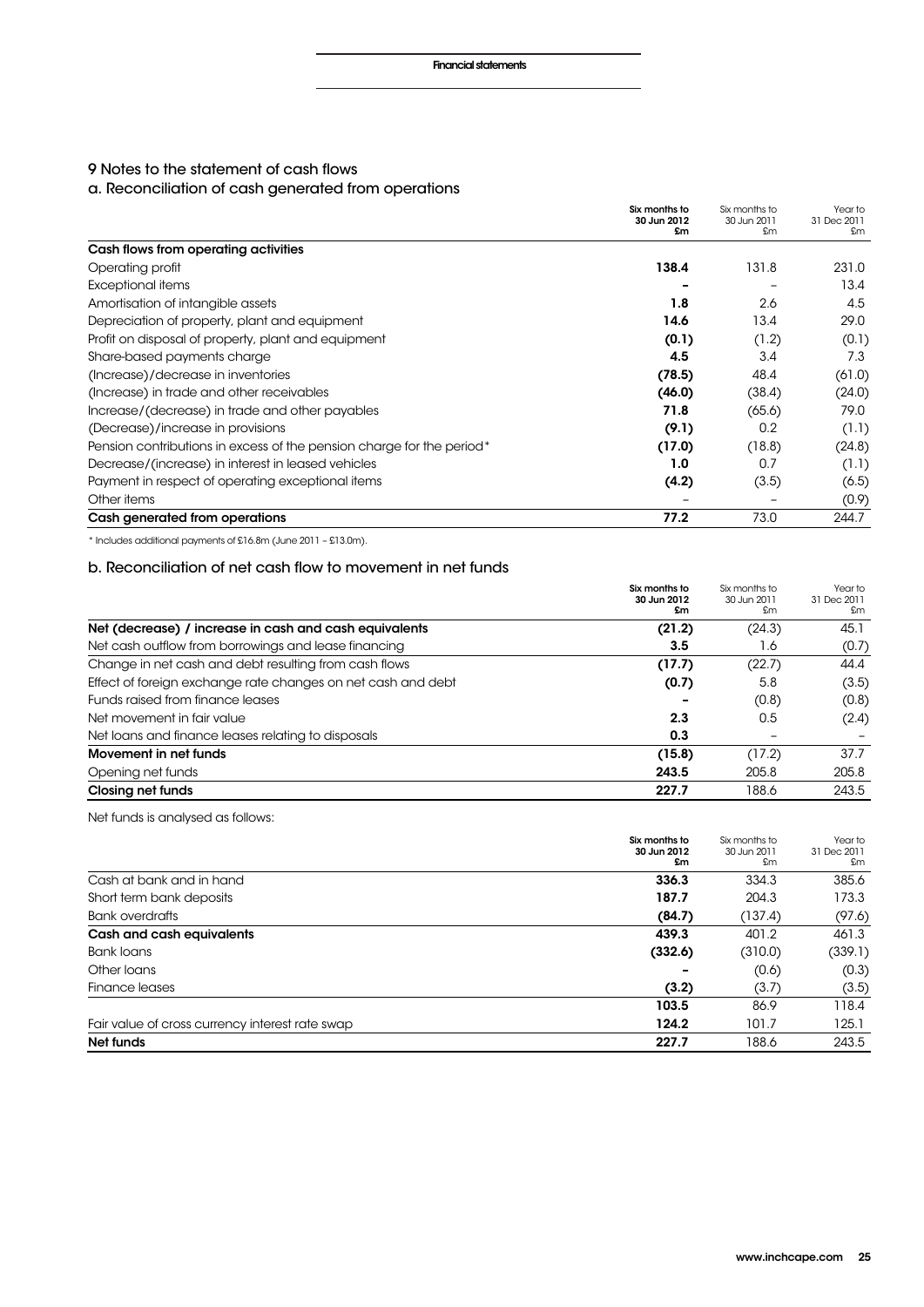## 9 Notes to the statement of cash flows

### a. Reconciliation of cash generated from operations

| | Six months to 30 Jun 2012 £m | Six months to 30 Jun 2011 £m | Year to 31 Dec 2011 £m |
|---|---|---|---|
| **Cash flows from operating activities** | | | |
| Operating profit | **138.4** | 131.8 | 231.0 |
| Exceptional items | **–** | – | 13.4 |
| Amortisation of intangible assets | **1.8** | 2.6 | 4.5 |
| Depreciation of property, plant and equipment | **14.6** | 13.4 | 29.0 |
| Profit on disposal of property, plant and equipment | **(0.1)** | (1.2) | (0.1) |
| Share-based payments charge | **4.5** | 3.4 | 7.3 |
| (Increase)/decrease in inventories | **(78.5)** | 48.4 | (61.0) |
| (Increase) in trade and other receivables | **(46.0)** | (38.4) | (24.0) |
| Increase/(decrease) in trade and other payables | **71.8** | (65.6) | 79.0 |
| (Decrease)/increase in provisions | **(9.1)** | 0.2 | (1.1) |
| Pension contributions in excess of the pension charge for the period* | **(17.0)** | (18.8) | (24.8) |
| Decrease/(increase) in interest in leased vehicles | **1.0** | 0.7 | (1.1) |
| Payment in respect of operating exceptional items | **(4.2)** | (3.5) | (6.5) |
| Other items | – | – | (0.9) |
| **Cash generated from operations** | **77.2** | 73.0 | 244.7 |

\* Includes additional payments of £16.8m (June 2011 – £13.0m).

### b. Reconciliation of net cash flow to movement in net funds

| | Six months to 30 Jun 2012 £m | Six months to 30 Jun 2011 £m | Year to 31 Dec 2011 £m |
|---|---|---|---|
| **Net (decrease) / increase in cash and cash equivalents** | **(21.2)** | (24.3) | 45.1 |
| Net cash outflow from borrowings and lease financing | **3.5** | 1.6 | (0.7) |
| Change in net cash and debt resulting from cash flows | **(17.7)** | (22.7) | 44.4 |
| Effect of foreign exchange rate changes on net cash and debt | **(0.7)** | 5.8 | (3.5) |
| Funds raised from finance leases | **–** | (0.8) | (0.8) |
| Net movement in fair value | **2.3** | 0.5 | (2.4) |
| Net loans and finance leases relating to disposals | **0.3** | – | – |
| **Movement in net funds** | **(15.8)** | (17.2) | 37.7 |
| Opening net funds | **243.5** | 205.8 | 205.8 |
| **Closing net funds** | **227.7** | 188.6 | 243.5 |

Net funds is analysed as follows:

| | Six months to 30 Jun 2012 £m | Six months to 30 Jun 2011 £m | Year to 31 Dec 2011 £m |
|---|---|---|---|
| Cash at bank and in hand | **336.3** | 334.3 | 385.6 |
| Short term bank deposits | **187.7** | 204.3 | 173.3 |
| Bank overdrafts | **(84.7)** | (137.4) | (97.6) |
| **Cash and cash equivalents** | **439.3** | 401.2 | 461.3 |
| Bank loans | **(332.6)** | (310.0) | (339.1) |
| Other loans | **–** | (0.6) | (0.3) |
| Finance leases | **(3.2)** | (3.7) | (3.5) |
| | **103.5** | 86.9 | 118.4 |
| Fair value of cross currency interest rate swap | **124.2** | 101.7 | 125.1 |
| **Net funds** | **227.7** | 188.6 | 243.5 |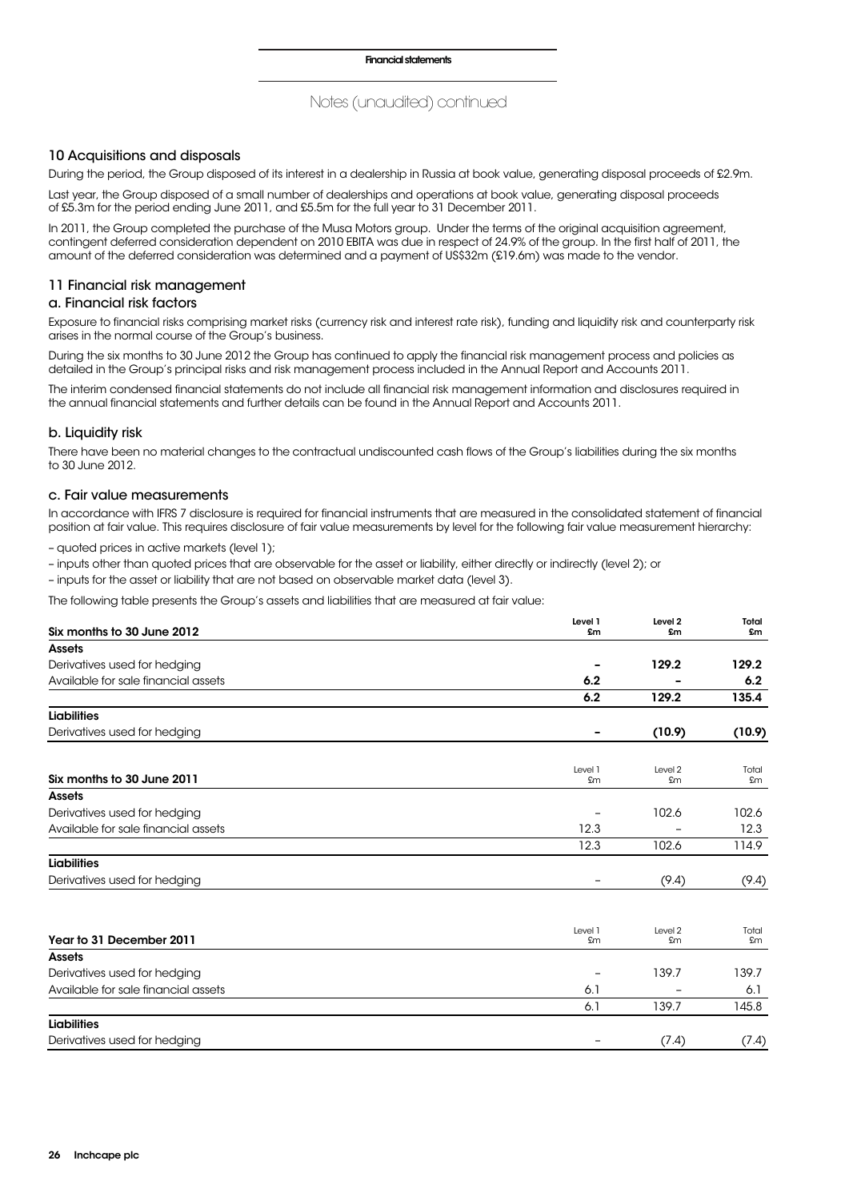## Notes (unaudited) continued

### 10 Acquisitions and disposals

During the period, the Group disposed of its interest in a dealership in Russia at book value, generating disposal proceeds of £2.9m.

Last year, the Group disposed of a small number of dealerships and operations at book value, generating disposal proceeds of £5.3m for the period ending June 2011, and £5.5m for the full year to 31 December 2011.

In 2011, the Group completed the purchase of the Musa Motors group. Under the terms of the original acquisition agreement, contingent deferred consideration dependent on 2010 EBITA was due in respect of 24.9% of the group. In the first half of 2011, the amount of the deferred consideration was determined and a payment of US$32m (£19.6m) was made to the vendor.

### 11 Financial risk management

#### a. Financial risk factors

Exposure to financial risks comprising market risks (currency risk and interest rate risk), funding and liquidity risk and counterparty risk arises in the normal course of the Group's business.

During the six months to 30 June 2012 the Group has continued to apply the financial risk management process and policies as detailed in the Group's principal risks and risk management process included in the Annual Report and Accounts 2011.

The interim condensed financial statements do not include all financial risk management information and disclosures required in the annual financial statements and further details can be found in the Annual Report and Accounts 2011.

#### b. Liquidity risk

There have been no material changes to the contractual undiscounted cash flows of the Group's liabilities during the six months to 30 June 2012.

#### c. Fair value measurements

In accordance with IFRS 7 disclosure is required for financial instruments that are measured in the consolidated statement of financial position at fair value. This requires disclosure of fair value measurements by level for the following fair value measurement hierarchy:

- quoted prices in active markets (level 1);
- inputs other than quoted prices that are observable for the asset or liability, either directly or indirectly (level 2); or
- inputs for the asset or liability that are not based on observable market data (level 3).

The following table presents the Group's assets and liabilities that are measured at fair value:

| **Six months to 30 June 2012** | **Level 1 £m** | **Level 2 £m** | **Total £m** |
|---|---|---|---|
| **Assets** | | | |
| Derivatives used for hedging | **–** | **129.2** | **129.2** |
| Available for sale financial assets | **6.2** | **–** | **6.2** |
| | **6.2** | **129.2** | **135.4** |
| **Liabilities** | | | |
| Derivatives used for hedging | **–** | **(10.9)** | **(10.9)** |

| Six months to 30 June 2011 | Level 1 £m | Level 2 £m | Total £m |
|---|---|---|---|
| **Assets** | | | |
| Derivatives used for hedging | – | 102.6 | 102.6 |
| Available for sale financial assets | 12.3 | – | 12.3 |
| | 12.3 | 102.6 | 114.9 |
| **Liabilities** | | | |
| Derivatives used for hedging | – | (9.4) | (9.4) |

| Year to 31 December 2011 | Level 1 £m | Level 2 £m | Total £m |
|---|---|---|---|
| **Assets** | | | |
| Derivatives used for hedging | – | 139.7 | 139.7 |
| Available for sale financial assets | 6.1 | – | 6.1 |
| | 6.1 | 139.7 | 145.8 |
| **Liabilities** | | | |
| Derivatives used for hedging | – | (7.4) | (7.4) |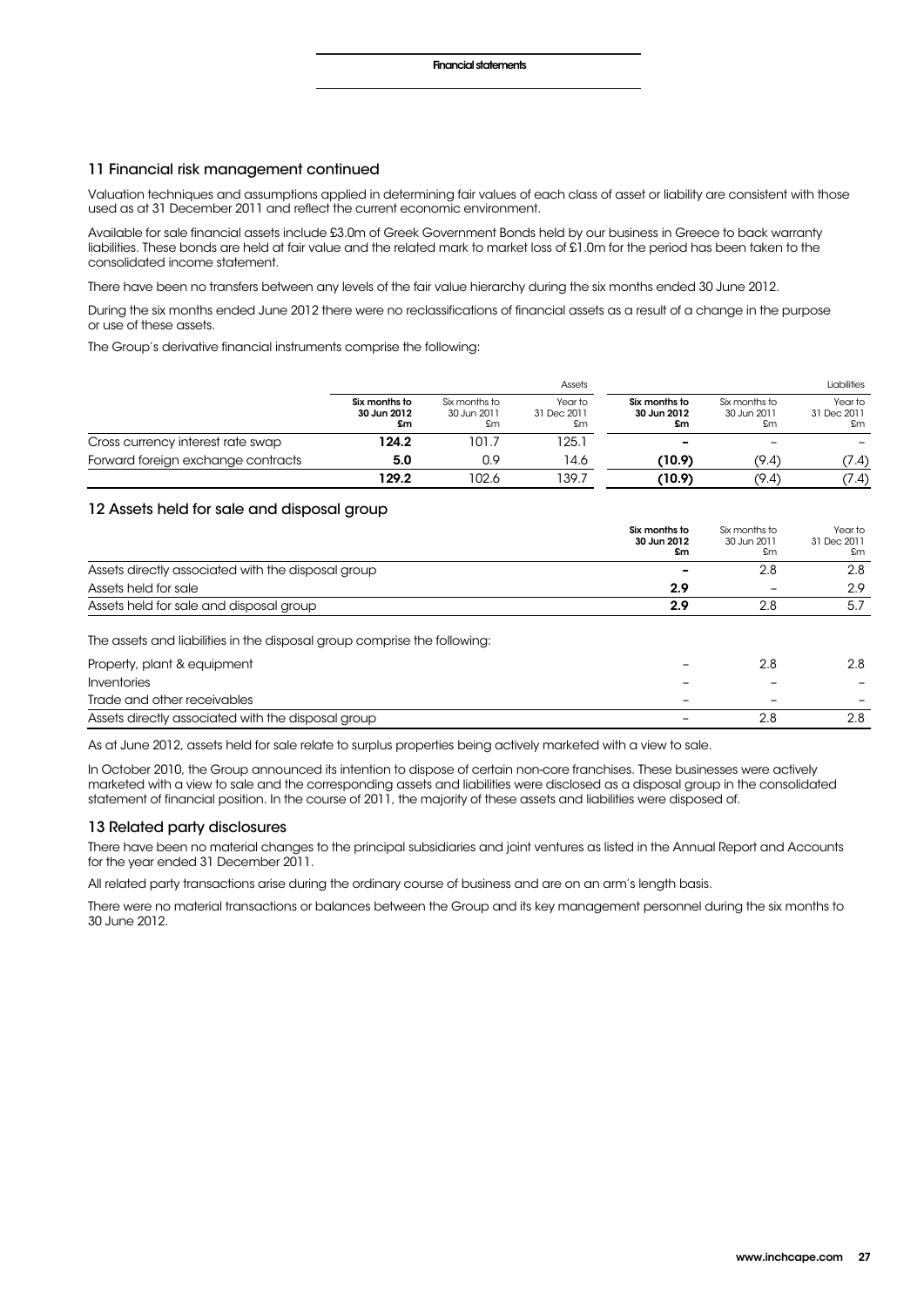## 11 Financial risk management continued

Valuation techniques and assumptions applied in determining fair values of each class of asset or liability are consistent with those used as at 31 December 2011 and reflect the current economic environment.

Available for sale financial assets include £3.0m of Greek Government Bonds held by our business in Greece to back warranty liabilities. These bonds are held at fair value and the related mark to market loss of £1.0m for the period has been taken to the consolidated income statement.

There have been no transfers between any levels of the fair value hierarchy during the six months ended 30 June 2012.

During the six months ended June 2012 there were no reclassifications of financial assets as a result of a change in the purpose or use of these assets.

The Group's derivative financial instruments comprise the following:

| | Assets | | | Liabilities | | |
|---|---|---|---|---|---|---|
| | **Six months to 30 Jun 2012 £m** | Six months to 30 Jun 2011 £m | Year to 31 Dec 2011 £m | **Six months to 30 Jun 2012 £m** | Six months to 30 Jun 2011 £m | Year to 31 Dec 2011 £m |
| Cross currency interest rate swap | **124.2** | 101.7 | 125.1 | **–** | – | – |
| Forward foreign exchange contracts | **5.0** | 0.9 | 14.6 | **(10.9)** | (9.4) | (7.4) |
| | **129.2** | 102.6 | 139.7 | **(10.9)** | (9.4) | (7.4) |

## 12 Assets held for sale and disposal group

| | **Six months to 30 Jun 2012 £m** | Six months to 30 Jun 2011 £m | Year to 31 Dec 2011 £m |
|---|---|---|---|
| Assets directly associated with the disposal group | **–** | 2.8 | 2.8 |
| Assets held for sale | **2.9** | – | 2.9 |
| Assets held for sale and disposal group | **2.9** | 2.8 | 5.7 |

The assets and liabilities in the disposal group comprise the following:

| | | | |
|---|---|---|---|
| Property, plant & equipment | – | 2.8 | 2.8 |
| Inventories | – | – | – |
| Trade and other receivables | – | – | – |
| Assets directly associated with the disposal group | – | 2.8 | 2.8 |

As at June 2012, assets held for sale relate to surplus properties being actively marketed with a view to sale.

In October 2010, the Group announced its intention to dispose of certain non-core franchises. These businesses were actively marketed with a view to sale and the corresponding assets and liabilities were disclosed as a disposal group in the consolidated statement of financial position. In the course of 2011, the majority of these assets and liabilities were disposed of.

## 13 Related party disclosures

There have been no material changes to the principal subsidiaries and joint ventures as listed in the Annual Report and Accounts for the year ended 31 December 2011.

All related party transactions arise during the ordinary course of business and are on an arm's length basis.

There were no material transactions or balances between the Group and its key management personnel during the six months to 30 June 2012.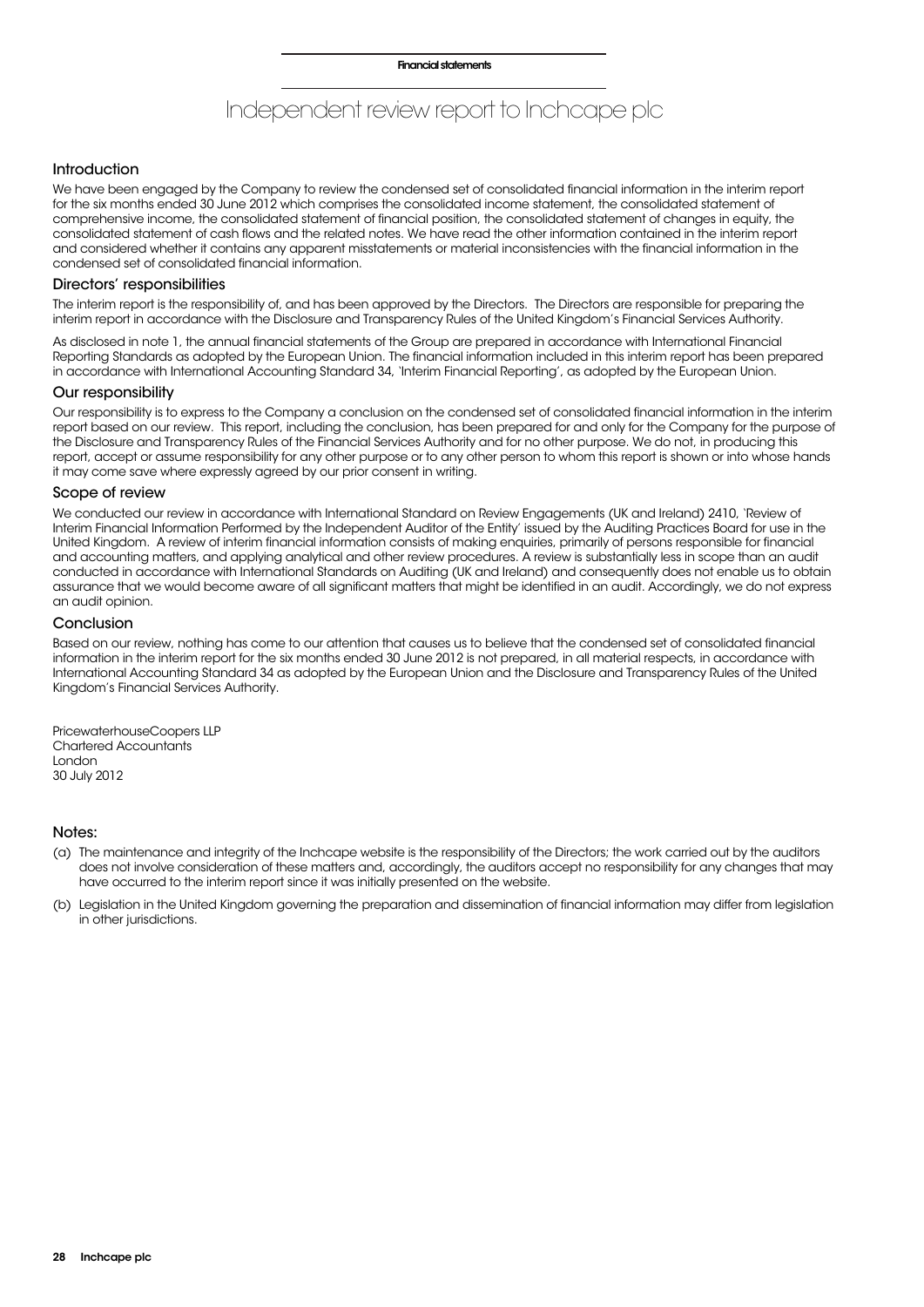# Independent review report to Inchcape plc

## Introduction

We have been engaged by the Company to review the condensed set of consolidated financial information in the interim report for the six months ended 30 June 2012 which comprises the consolidated income statement, the consolidated statement of comprehensive income, the consolidated statement of financial position, the consolidated statement of changes in equity, the consolidated statement of cash flows and the related notes. We have read the other information contained in the interim report and considered whether it contains any apparent misstatements or material inconsistencies with the financial information in the condensed set of consolidated financial information.

## Directors' responsibilities

The interim report is the responsibility of, and has been approved by the Directors. The Directors are responsible for preparing the interim report in accordance with the Disclosure and Transparency Rules of the United Kingdom's Financial Services Authority.

As disclosed in note 1, the annual financial statements of the Group are prepared in accordance with International Financial Reporting Standards as adopted by the European Union. The financial information included in this interim report has been prepared in accordance with International Accounting Standard 34, 'Interim Financial Reporting', as adopted by the European Union.

## Our responsibility

Our responsibility is to express to the Company a conclusion on the condensed set of consolidated financial information in the interim report based on our review. This report, including the conclusion, has been prepared for and only for the Company for the purpose of the Disclosure and Transparency Rules of the Financial Services Authority and for no other purpose. We do not, in producing this report, accept or assume responsibility for any other purpose or to any other person to whom this report is shown or into whose hands it may come save where expressly agreed by our prior consent in writing.

## Scope of review

We conducted our review in accordance with International Standard on Review Engagements (UK and Ireland) 2410, 'Review of Interim Financial Information Performed by the Independent Auditor of the Entity' issued by the Auditing Practices Board for use in the United Kingdom. A review of interim financial information consists of making enquiries, primarily of persons responsible for financial and accounting matters, and applying analytical and other review procedures. A review is substantially less in scope than an audit conducted in accordance with International Standards on Auditing (UK and Ireland) and consequently does not enable us to obtain assurance that we would become aware of all significant matters that might be identified in an audit. Accordingly, we do not express an audit opinion.

## Conclusion

Based on our review, nothing has come to our attention that causes us to believe that the condensed set of consolidated financial information in the interim report for the six months ended 30 June 2012 is not prepared, in all material respects, in accordance with International Accounting Standard 34 as adopted by the European Union and the Disclosure and Transparency Rules of the United Kingdom's Financial Services Authority.

PricewaterhouseCoopers LLP
Chartered Accountants
London
30 July 2012

## Notes:

(a) The maintenance and integrity of the Inchcape website is the responsibility of the Directors; the work carried out by the auditors does not involve consideration of these matters and, accordingly, the auditors accept no responsibility for any changes that may have occurred to the interim report since it was initially presented on the website.

(b) Legislation in the United Kingdom governing the preparation and dissemination of financial information may differ from legislation in other jurisdictions.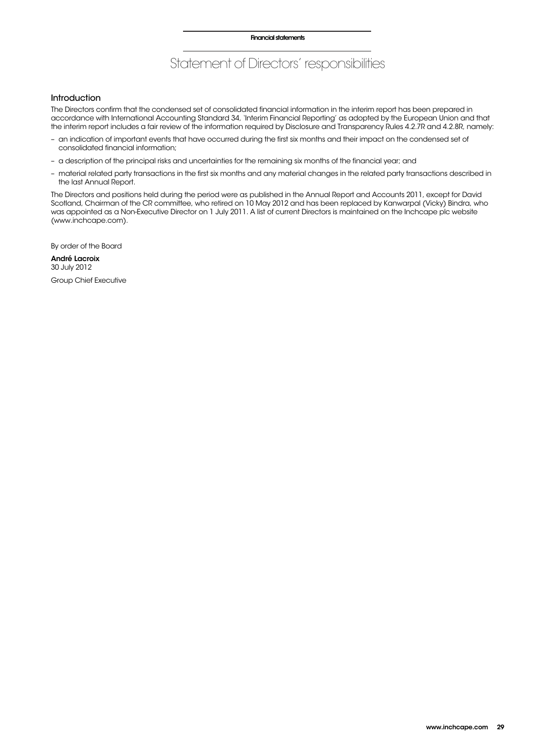# Statement of Directors' responsibilities

## Introduction

The Directors confirm that the condensed set of consolidated financial information in the interim report has been prepared in accordance with International Accounting Standard 34, 'Interim Financial Reporting' as adopted by the European Union and that the interim report includes a fair review of the information required by Disclosure and Transparency Rules 4.2.7R and 4.2.8R, namely:

- an indication of important events that have occurred during the first six months and their impact on the condensed set of consolidated financial information;
- a description of the principal risks and uncertainties for the remaining six months of the financial year; and
- material related party transactions in the first six months and any material changes in the related party transactions described in the last Annual Report.

The Directors and positions held during the period were as published in the Annual Report and Accounts 2011, except for David Scotland, Chairman of the CR committee, who retired on 10 May 2012 and has been replaced by Kanwarpal (Vicky) Bindra, who was appointed as a Non-Executive Director on 1 July 2011. A list of current Directors is maintained on the Inchcape plc website (www.inchcape.com).

By order of the Board

**André Lacroix**
30 July 2012

Group Chief Executive